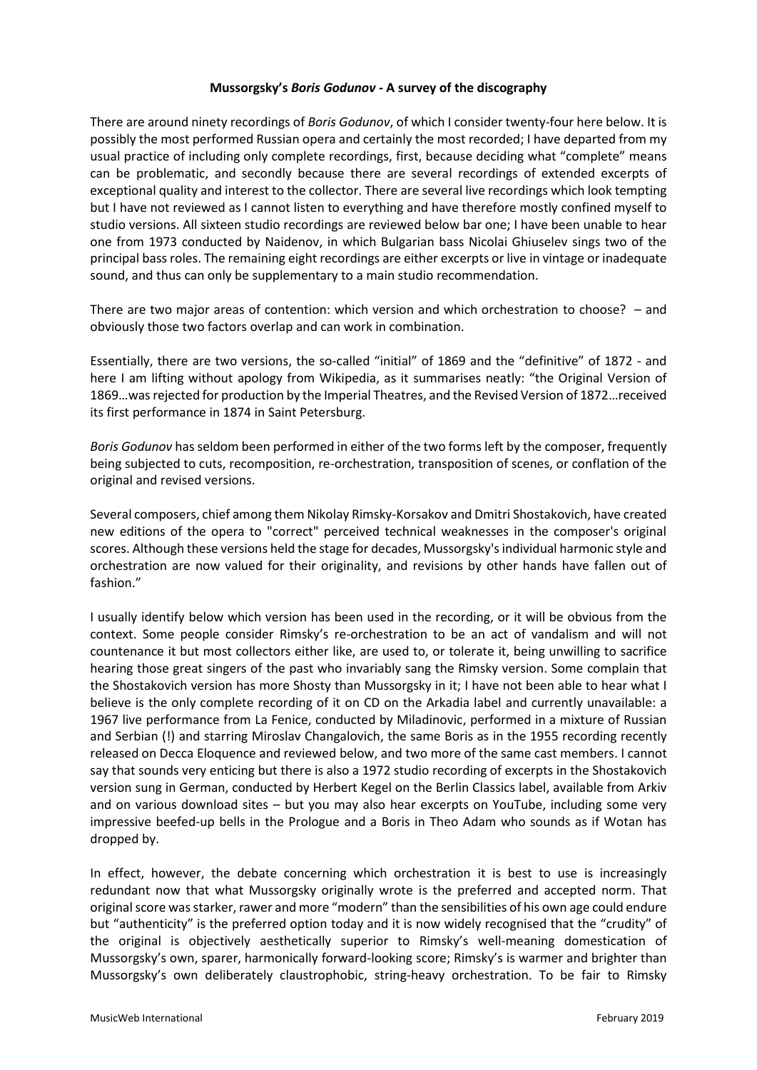**Mussorgsky's *Boris Godunov* - A survey of the discography**

There are around ninety recordings of *Boris Godunov*, of which I consider twenty-four here below. It is possibly the most performed Russian opera and certainly the most recorded; I have departed from my usual practice of including only complete recordings, first, because deciding what "complete" means can be problematic, and secondly because there are several recordings of extended excerpts of exceptional quality and interest to the collector. There are several live recordings which look tempting but I have not reviewed as I cannot listen to everything and have therefore mostly confined myself to studio versions. All sixteen studio recordings are reviewed below bar one; I have been unable to hear one from 1973 conducted by Naidenov, in which Bulgarian bass Nicolai Ghiuselev sings two of the principal bass roles. The remaining eight recordings are either excerpts or live in vintage or inadequate sound, and thus can only be supplementary to a main studio recommendation.

There are two major areas of contention: which version and which orchestration to choose? – and obviously those two factors overlap and can work in combination.

Essentially, there are two versions, the so-called "initial" of 1869 and the "definitive" of 1872 - and here I am lifting without apology from Wikipedia, as it summarises neatly: "the Original Version of 1869…was rejected for production by the Imperial Theatres, and the Revised Version of 1872…received its first performance in 1874 in Saint Petersburg.

*Boris Godunov* has seldom been performed in either of the two forms left by the composer, frequently being subjected to cuts, recomposition, re-orchestration, transposition of scenes, or conflation of the original and revised versions.

Several composers, chief among them Nikolay Rimsky-Korsakov and Dmitri Shostakovich, have created new editions of the opera to "correct" perceived technical weaknesses in the composer's original scores. Although these versions held the stage for decades, Mussorgsky's individual harmonic style and orchestration are now valued for their originality, and revisions by other hands have fallen out of fashion."

I usually identify below which version has been used in the recording, or it will be obvious from the context. Some people consider Rimsky's re-orchestration to be an act of vandalism and will not countenance it but most collectors either like, are used to, or tolerate it, being unwilling to sacrifice hearing those great singers of the past who invariably sang the Rimsky version. Some complain that the Shostakovich version has more Shosty than Mussorgsky in it; I have not been able to hear what I believe is the only complete recording of it on CD on the Arkadia label and currently unavailable: a 1967 live performance from La Fenice, conducted by Miladinovic, performed in a mixture of Russian and Serbian (!) and starring Miroslav Changalovich, the same Boris as in the 1955 recording recently released on Decca Eloquence and reviewed below, and two more of the same cast members. I cannot say that sounds very enticing but there is also a 1972 studio recording of excerpts in the Shostakovich version sung in German, conducted by Herbert Kegel on the Berlin Classics label, available from Arkiv and on various download sites – but you may also hear excerpts on YouTube, including some very impressive beefed-up bells in the Prologue and a Boris in Theo Adam who sounds as if Wotan has dropped by.

In effect, however, the debate concerning which orchestration it is best to use is increasingly redundant now that what Mussorgsky originally wrote is the preferred and accepted norm. That original score was starker, rawer and more "modern" than the sensibilities of his own age could endure but "authenticity" is the preferred option today and it is now widely recognised that the "crudity" of the original is objectively aesthetically superior to Rimsky's well-meaning domestication of Mussorgsky's own, sparer, harmonically forward-looking score; Rimsky's is warmer and brighter than Mussorgsky's own deliberately claustrophobic, string-heavy orchestration. To be fair to Rimsky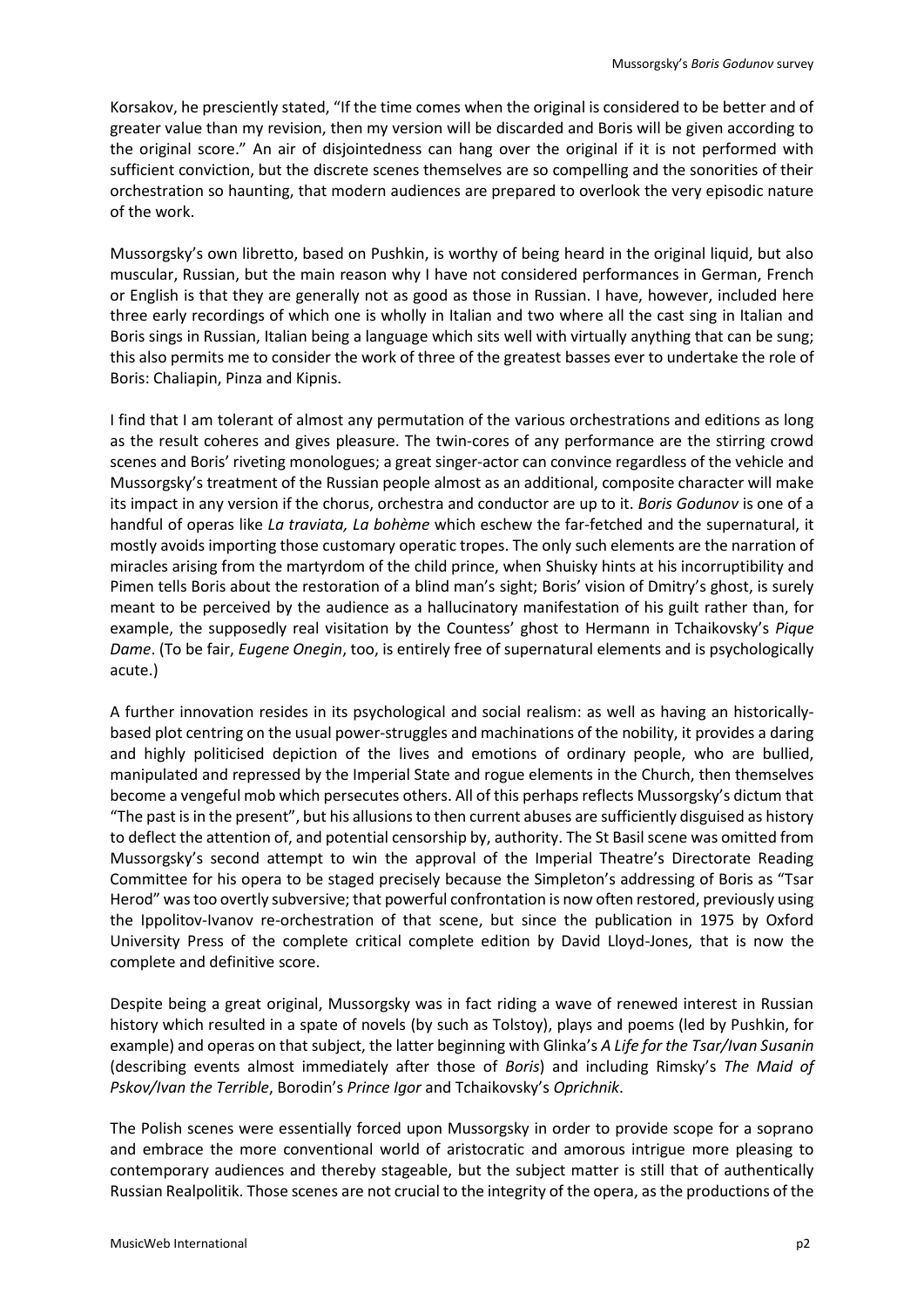Korsakov, he presciently stated, "If the time comes when the original is considered to be better and of greater value than my revision, then my version will be discarded and Boris will be given according to the original score." An air of disjointedness can hang over the original if it is not performed with sufficient conviction, but the discrete scenes themselves are so compelling and the sonorities of their orchestration so haunting, that modern audiences are prepared to overlook the very episodic nature of the work.

Mussorgsky's own libretto, based on Pushkin, is worthy of being heard in the original liquid, but also muscular, Russian, but the main reason why I have not considered performances in German, French or English is that they are generally not as good as those in Russian. I have, however, included here three early recordings of which one is wholly in Italian and two where all the cast sing in Italian and Boris sings in Russian, Italian being a language which sits well with virtually anything that can be sung; this also permits me to consider the work of three of the greatest basses ever to undertake the role of Boris: Chaliapin, Pinza and Kipnis.

I find that I am tolerant of almost any permutation of the various orchestrations and editions as long as the result coheres and gives pleasure. The twin-cores of any performance are the stirring crowd scenes and Boris' riveting monologues; a great singer-actor can convince regardless of the vehicle and Mussorgsky's treatment of the Russian people almost as an additional, composite character will make its impact in any version if the chorus, orchestra and conductor are up to it. *Boris Godunov* is one of a handful of operas like *La traviata, La bohème* which eschew the far-fetched and the supernatural, it mostly avoids importing those customary operatic tropes. The only such elements are the narration of miracles arising from the martyrdom of the child prince, when Shuisky hints at his incorruptibility and Pimen tells Boris about the restoration of a blind man's sight; Boris' vision of Dmitry's ghost, is surely meant to be perceived by the audience as a hallucinatory manifestation of his guilt rather than, for example, the supposedly real visitation by the Countess' ghost to Hermann in Tchaikovsky's *Pique Dame*. (To be fair, *Eugene Onegin*, too, is entirely free of supernatural elements and is psychologically acute.)

A further innovation resides in its psychological and social realism: as well as having an historically-based plot centring on the usual power-struggles and machinations of the nobility, it provides a daring and highly politicised depiction of the lives and emotions of ordinary people, who are bullied, manipulated and repressed by the Imperial State and rogue elements in the Church, then themselves become a vengeful mob which persecutes others. All of this perhaps reflects Mussorgsky's dictum that "The past is in the present", but his allusions to then current abuses are sufficiently disguised as history to deflect the attention of, and potential censorship by, authority. The St Basil scene was omitted from Mussorgsky's second attempt to win the approval of the Imperial Theatre's Directorate Reading Committee for his opera to be staged precisely because the Simpleton's addressing of Boris as "Tsar Herod" was too overtly subversive; that powerful confrontation is now often restored, previously using the Ippolitov-Ivanov re-orchestration of that scene, but since the publication in 1975 by Oxford University Press of the complete critical complete edition by David Lloyd-Jones, that is now the complete and definitive score.

Despite being a great original, Mussorgsky was in fact riding a wave of renewed interest in Russian history which resulted in a spate of novels (by such as Tolstoy), plays and poems (led by Pushkin, for example) and operas on that subject, the latter beginning with Glinka's *A Life for the Tsar/Ivan Susanin* (describing events almost immediately after those of *Boris*) and including Rimsky's *The Maid of Pskov/Ivan the Terrible*, Borodin's *Prince Igor* and Tchaikovsky's *Oprichnik*.

The Polish scenes were essentially forced upon Mussorgsky in order to provide scope for a soprano and embrace the more conventional world of aristocratic and amorous intrigue more pleasing to contemporary audiences and thereby stageable, but the subject matter is still that of authentically Russian Realpolitik. Those scenes are not crucial to the integrity of the opera, as the productions of the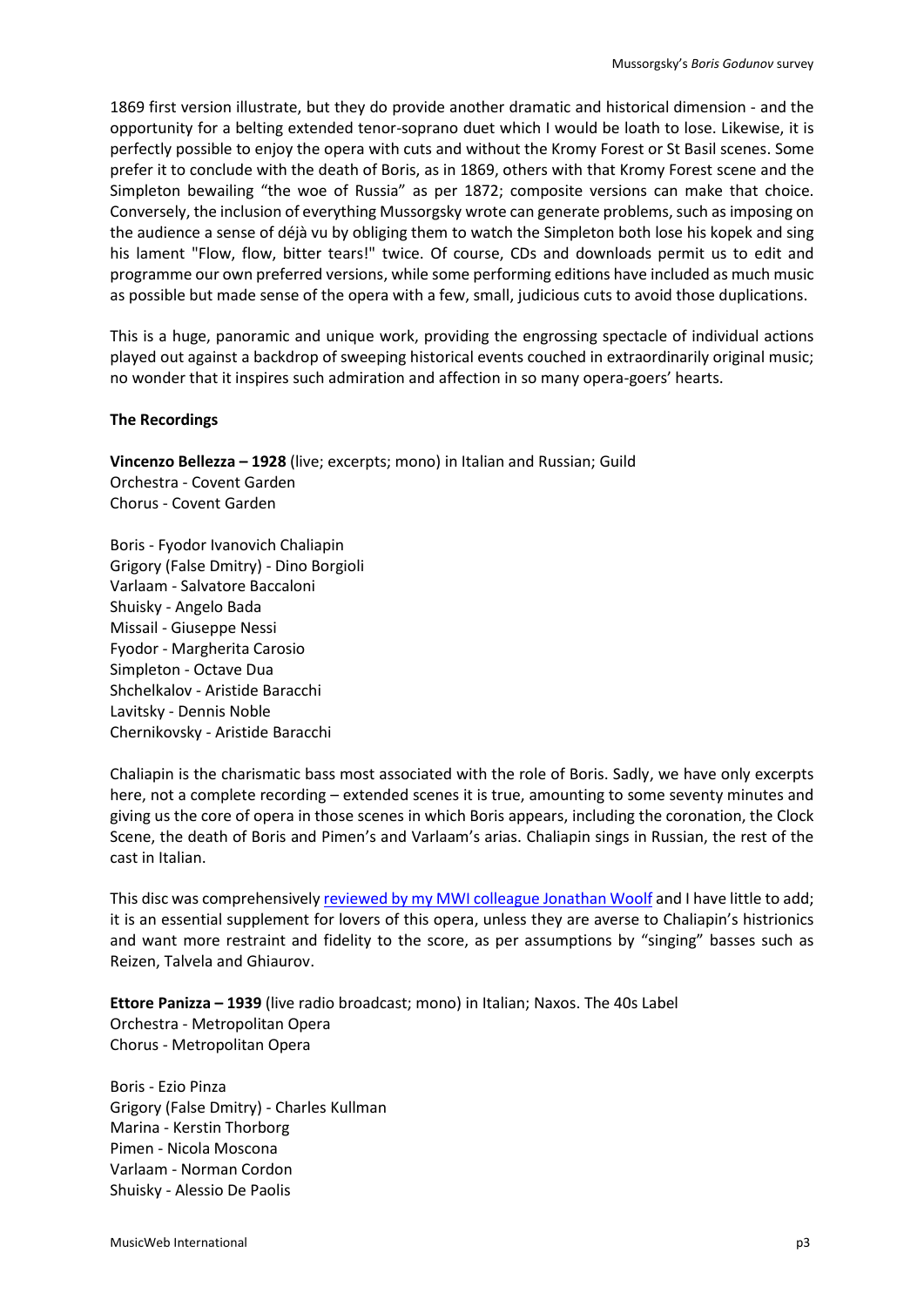1869 first version illustrate, but they do provide another dramatic and historical dimension - and the opportunity for a belting extended tenor-soprano duet which I would be loath to lose. Likewise, it is perfectly possible to enjoy the opera with cuts and without the Kromy Forest or St Basil scenes. Some prefer it to conclude with the death of Boris, as in 1869, others with that Kromy Forest scene and the Simpleton bewailing "the woe of Russia" as per 1872; composite versions can make that choice. Conversely, the inclusion of everything Mussorgsky wrote can generate problems, such as imposing on the audience a sense of déjà vu by obliging them to watch the Simpleton both lose his kopek and sing his lament "Flow, flow, bitter tears!" twice. Of course, CDs and downloads permit us to edit and programme our own preferred versions, while some performing editions have included as much music as possible but made sense of the opera with a few, small, judicious cuts to avoid those duplications.

This is a huge, panoramic and unique work, providing the engrossing spectacle of individual actions played out against a backdrop of sweeping historical events couched in extraordinarily original music; no wonder that it inspires such admiration and affection in so many opera-goers' hearts.

**The Recordings**

**Vincenzo Bellezza – 1928** (live; excerpts; mono) in Italian and Russian; Guild
Orchestra - Covent Garden
Chorus - Covent Garden

Boris - Fyodor Ivanovich Chaliapin
Grigory (False Dmitry) - Dino Borgioli
Varlaam - Salvatore Baccaloni
Shuisky - Angelo Bada
Missail - Giuseppe Nessi
Fyodor - Margherita Carosio
Simpleton - Octave Dua
Shchelkalov - Aristide Baracchi
Lavitsky - Dennis Noble
Chernikovsky - Aristide Baracchi

Chaliapin is the charismatic bass most associated with the role of Boris. Sadly, we have only excerpts here, not a complete recording – extended scenes it is true, amounting to some seventy minutes and giving us the core of opera in those scenes in which Boris appears, including the coronation, the Clock Scene, the death of Boris and Pimen's and Varlaam's arias. Chaliapin sings in Russian, the rest of the cast in Italian.

This disc was comprehensively reviewed by my MWI colleague Jonathan Woolf and I have little to add; it is an essential supplement for lovers of this opera, unless they are averse to Chaliapin's histrionics and want more restraint and fidelity to the score, as per assumptions by "singing" basses such as Reizen, Talvela and Ghiaurov.

**Ettore Panizza – 1939** (live radio broadcast; mono) in Italian; Naxos. The 40s Label
Orchestra - Metropolitan Opera
Chorus - Metropolitan Opera

Boris - Ezio Pinza
Grigory (False Dmitry) - Charles Kullman
Marina - Kerstin Thorborg
Pimen - Nicola Moscona
Varlaam - Norman Cordon
Shuisky - Alessio De Paolis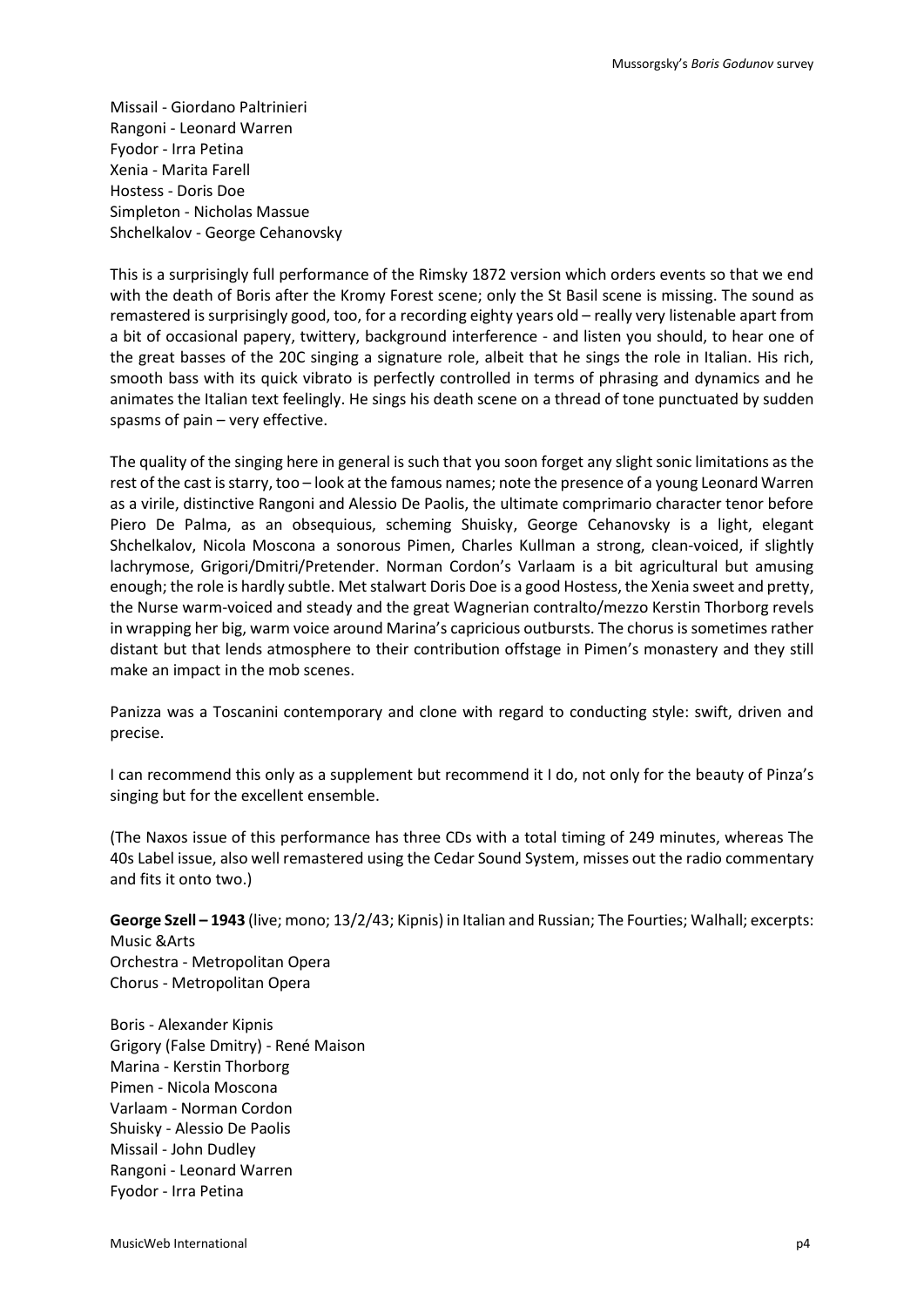Missail - Giordano Paltrinieri
Rangoni - Leonard Warren
Fyodor - Irra Petina
Xenia - Marita Farell
Hostess - Doris Doe
Simpleton - Nicholas Massue
Shchelkalov - George Cehanovsky

This is a surprisingly full performance of the Rimsky 1872 version which orders events so that we end with the death of Boris after the Kromy Forest scene; only the St Basil scene is missing. The sound as remastered is surprisingly good, too, for a recording eighty years old – really very listenable apart from a bit of occasional papery, twittery, background interference - and listen you should, to hear one of the great basses of the 20C singing a signature role, albeit that he sings the role in Italian. His rich, smooth bass with its quick vibrato is perfectly controlled in terms of phrasing and dynamics and he animates the Italian text feelingly. He sings his death scene on a thread of tone punctuated by sudden spasms of pain – very effective.

The quality of the singing here in general is such that you soon forget any slight sonic limitations as the rest of the cast is starry, too – look at the famous names; note the presence of a young Leonard Warren as a virile, distinctive Rangoni and Alessio De Paolis, the ultimate comprimario character tenor before Piero De Palma, as an obsequious, scheming Shuisky, George Cehanovsky is a light, elegant Shchelkalov, Nicola Moscona a sonorous Pimen, Charles Kullman a strong, clean-voiced, if slightly lachrymose, Grigori/Dmitri/Pretender. Norman Cordon's Varlaam is a bit agricultural but amusing enough; the role is hardly subtle. Met stalwart Doris Doe is a good Hostess, the Xenia sweet and pretty, the Nurse warm-voiced and steady and the great Wagnerian contralto/mezzo Kerstin Thorborg revels in wrapping her big, warm voice around Marina's capricious outbursts. The chorus is sometimes rather distant but that lends atmosphere to their contribution offstage in Pimen's monastery and they still make an impact in the mob scenes.

Panizza was a Toscanini contemporary and clone with regard to conducting style: swift, driven and precise.

I can recommend this only as a supplement but recommend it I do, not only for the beauty of Pinza's singing but for the excellent ensemble.

(The Naxos issue of this performance has three CDs with a total timing of 249 minutes, whereas The 40s Label issue, also well remastered using the Cedar Sound System, misses out the radio commentary and fits it onto two.)

**George Szell – 1943** (live; mono; 13/2/43; Kipnis) in Italian and Russian; The Fourties; Walhall; excerpts: Music &Arts
Orchestra - Metropolitan Opera
Chorus - Metropolitan Opera

Boris - Alexander Kipnis
Grigory (False Dmitry) - René Maison
Marina - Kerstin Thorborg
Pimen - Nicola Moscona
Varlaam - Norman Cordon
Shuisky - Alessio De Paolis
Missail - John Dudley
Rangoni - Leonard Warren
Fyodor - Irra Petina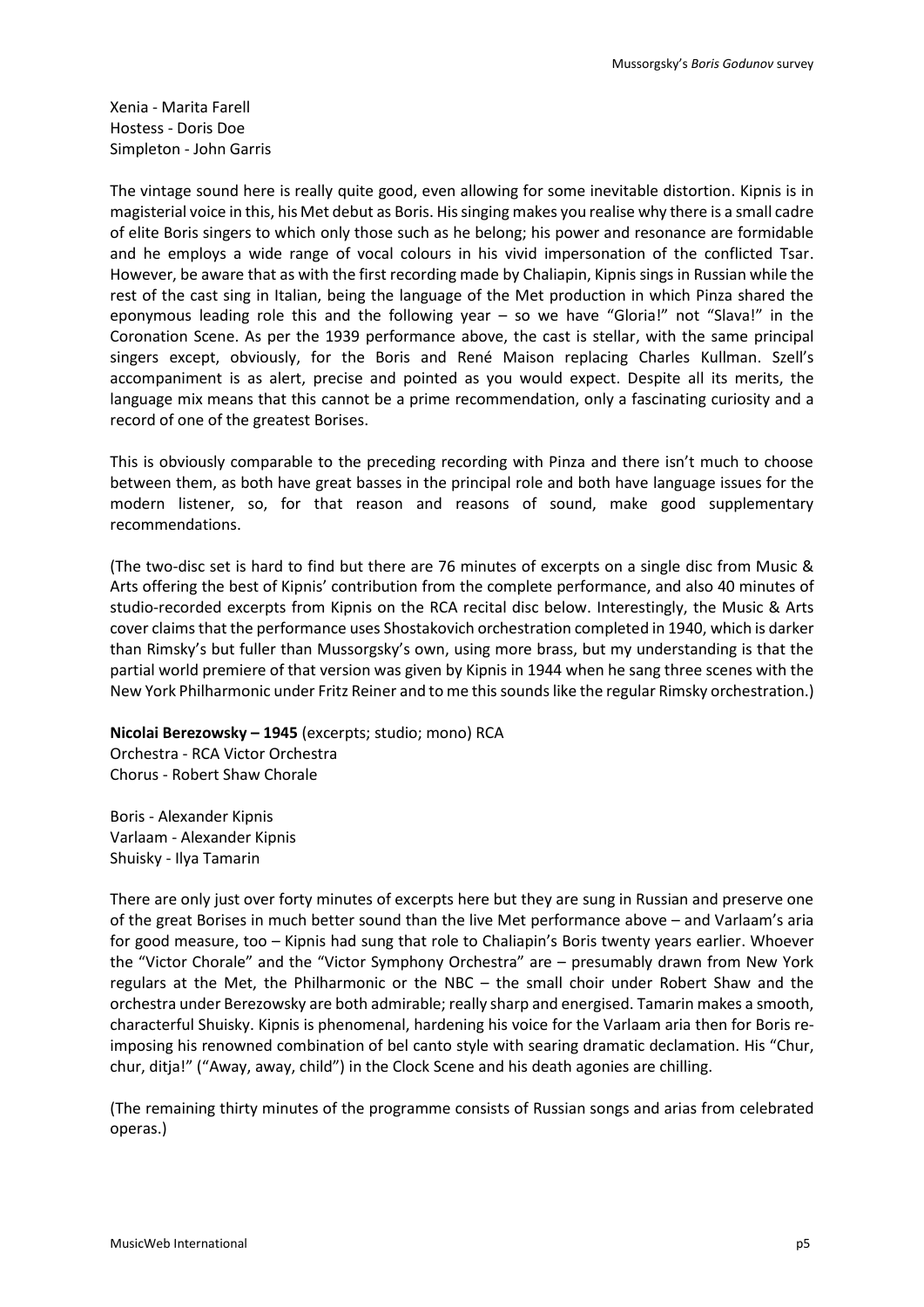Xenia - Marita Farell
Hostess - Doris Doe
Simpleton - John Garris

The vintage sound here is really quite good, even allowing for some inevitable distortion. Kipnis is in magisterial voice in this, his Met debut as Boris. His singing makes you realise why there is a small cadre of elite Boris singers to which only those such as he belong; his power and resonance are formidable and he employs a wide range of vocal colours in his vivid impersonation of the conflicted Tsar. However, be aware that as with the first recording made by Chaliapin, Kipnis sings in Russian while the rest of the cast sing in Italian, being the language of the Met production in which Pinza shared the eponymous leading role this and the following year – so we have "Gloria!" not "Slava!" in the Coronation Scene. As per the 1939 performance above, the cast is stellar, with the same principal singers except, obviously, for the Boris and René Maison replacing Charles Kullman. Szell's accompaniment is as alert, precise and pointed as you would expect. Despite all its merits, the language mix means that this cannot be a prime recommendation, only a fascinating curiosity and a record of one of the greatest Borises.

This is obviously comparable to the preceding recording with Pinza and there isn't much to choose between them, as both have great basses in the principal role and both have language issues for the modern listener, so, for that reason and reasons of sound, make good supplementary recommendations.

(The two-disc set is hard to find but there are 76 minutes of excerpts on a single disc from Music & Arts offering the best of Kipnis' contribution from the complete performance, and also 40 minutes of studio-recorded excerpts from Kipnis on the RCA recital disc below. Interestingly, the Music & Arts cover claims that the performance uses Shostakovich orchestration completed in 1940, which is darker than Rimsky's but fuller than Mussorgsky's own, using more brass, but my understanding is that the partial world premiere of that version was given by Kipnis in 1944 when he sang three scenes with the New York Philharmonic under Fritz Reiner and to me this sounds like the regular Rimsky orchestration.)

**Nicolai Berezowsky – 1945** (excerpts; studio; mono) RCA
Orchestra - RCA Victor Orchestra
Chorus - Robert Shaw Chorale

Boris - Alexander Kipnis
Varlaam - Alexander Kipnis
Shuisky - Ilya Tamarin

There are only just over forty minutes of excerpts here but they are sung in Russian and preserve one of the great Borises in much better sound than the live Met performance above – and Varlaam's aria for good measure, too – Kipnis had sung that role to Chaliapin's Boris twenty years earlier. Whoever the "Victor Chorale" and the "Victor Symphony Orchestra" are – presumably drawn from New York regulars at the Met, the Philharmonic or the NBC – the small choir under Robert Shaw and the orchestra under Berezowsky are both admirable; really sharp and energised. Tamarin makes a smooth, characterful Shuisky. Kipnis is phenomenal, hardening his voice for the Varlaam aria then for Boris re-imposing his renowned combination of bel canto style with searing dramatic declamation. His "Chur, chur, ditja!" ("Away, away, child") in the Clock Scene and his death agonies are chilling.

(The remaining thirty minutes of the programme consists of Russian songs and arias from celebrated operas.)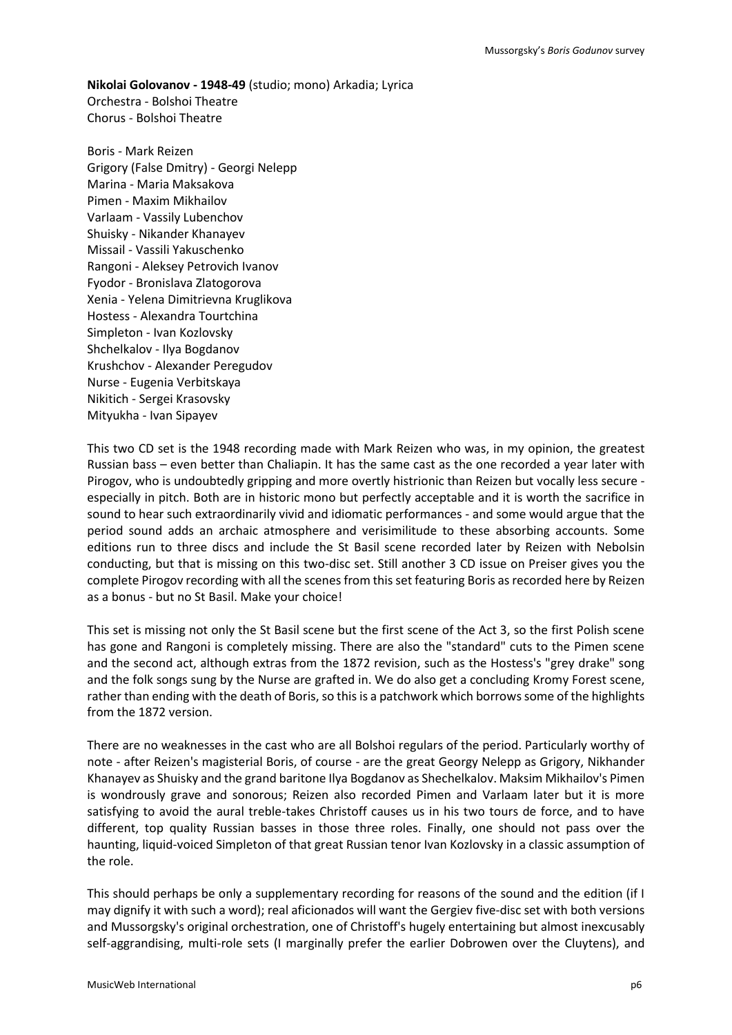**Nikolai Golovanov - 1948-49** (studio; mono) Arkadia; Lyrica
Orchestra - Bolshoi Theatre
Chorus - Bolshoi Theatre

Boris - Mark Reizen
Grigory (False Dmitry) - Georgi Nelepp
Marina - Maria Maksakova
Pimen - Maxim Mikhailov
Varlaam - Vassily Lubenchov
Shuisky - Nikander Khanayev
Missail - Vassili Yakuschenko
Rangoni - Aleksey Petrovich Ivanov
Fyodor - Bronislava Zlatogorova
Xenia - Yelena Dimitrievna Kruglikova
Hostess - Alexandra Tourtchina
Simpleton - Ivan Kozlovsky
Shchelkalov - Ilya Bogdanov
Krushchov - Alexander Peregudov
Nurse - Eugenia Verbitskaya
Nikitich - Sergei Krasovsky
Mityukha - Ivan Sipayev

This two CD set is the 1948 recording made with Mark Reizen who was, in my opinion, the greatest Russian bass – even better than Chaliapin. It has the same cast as the one recorded a year later with Pirogov, who is undoubtedly gripping and more overtly histrionic than Reizen but vocally less secure - especially in pitch. Both are in historic mono but perfectly acceptable and it is worth the sacrifice in sound to hear such extraordinarily vivid and idiomatic performances - and some would argue that the period sound adds an archaic atmosphere and verisimilitude to these absorbing accounts. Some editions run to three discs and include the St Basil scene recorded later by Reizen with Nebolsin conducting, but that is missing on this two-disc set. Still another 3 CD issue on Preiser gives you the complete Pirogov recording with all the scenes from this set featuring Boris as recorded here by Reizen as a bonus - but no St Basil. Make your choice!

This set is missing not only the St Basil scene but the first scene of the Act 3, so the first Polish scene has gone and Rangoni is completely missing. There are also the "standard" cuts to the Pimen scene and the second act, although extras from the 1872 revision, such as the Hostess's "grey drake" song and the folk songs sung by the Nurse are grafted in. We do also get a concluding Kromy Forest scene, rather than ending with the death of Boris, so this is a patchwork which borrows some of the highlights from the 1872 version.

There are no weaknesses in the cast who are all Bolshoi regulars of the period. Particularly worthy of note - after Reizen's magisterial Boris, of course - are the great Georgy Nelepp as Grigory, Nikhander Khanayev as Shuisky and the grand baritone Ilya Bogdanov as Shechelkalov. Maksim Mikhailov's Pimen is wondrously grave and sonorous; Reizen also recorded Pimen and Varlaam later but it is more satisfying to avoid the aural treble-takes Christoff causes us in his two tours de force, and to have different, top quality Russian basses in those three roles. Finally, one should not pass over the haunting, liquid-voiced Simpleton of that great Russian tenor Ivan Kozlovsky in a classic assumption of the role.

This should perhaps be only a supplementary recording for reasons of the sound and the edition (if I may dignify it with such a word); real aficionados will want the Gergiev five-disc set with both versions and Mussorgsky's original orchestration, one of Christoff's hugely entertaining but almost inexcusably self-aggrandising, multi-role sets (I marginally prefer the earlier Dobrowen over the Cluytens), and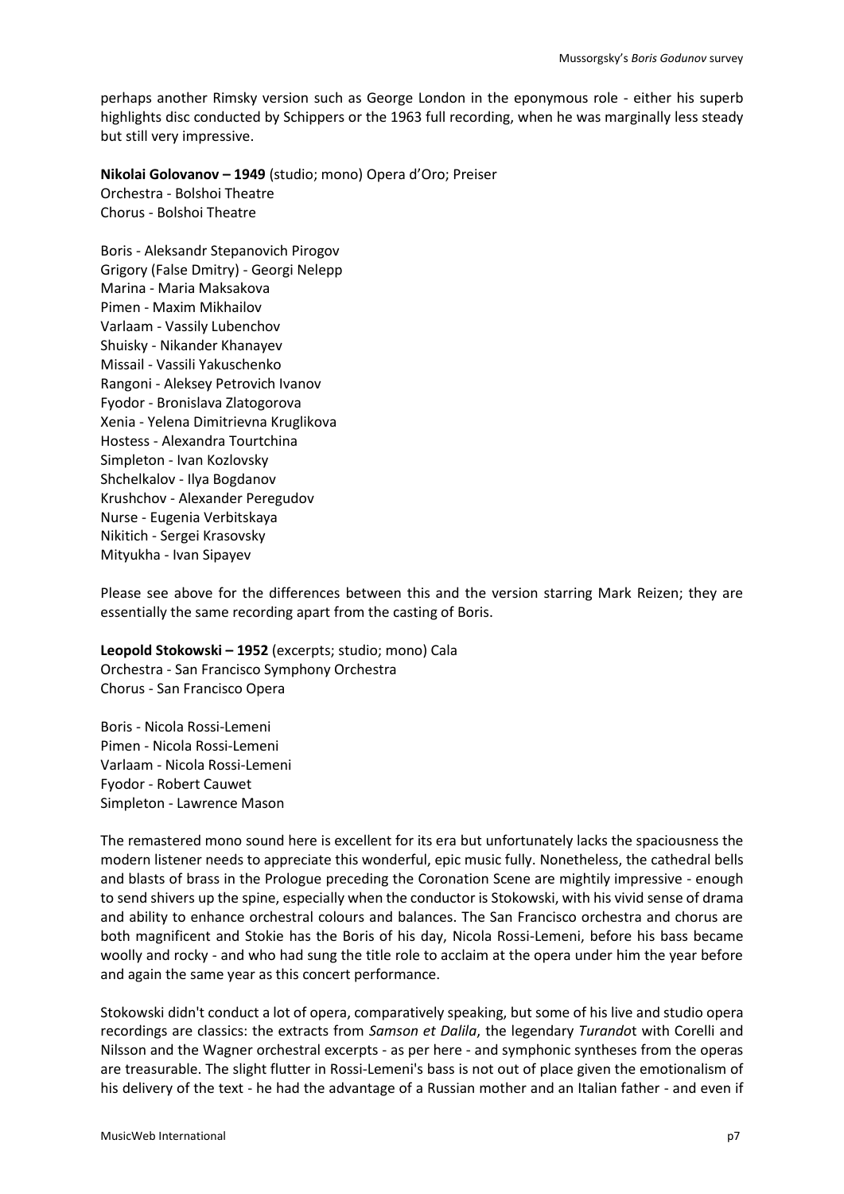perhaps another Rimsky version such as George London in the eponymous role - either his superb highlights disc conducted by Schippers or the 1963 full recording, when he was marginally less steady but still very impressive.

**Nikolai Golovanov – 1949** (studio; mono) Opera d'Oro; Preiser
Orchestra - Bolshoi Theatre
Chorus - Bolshoi Theatre

Boris - Aleksandr Stepanovich Pirogov
Grigory (False Dmitry) - Georgi Nelepp
Marina - Maria Maksakova
Pimen - Maxim Mikhailov
Varlaam - Vassily Lubenchov
Shuisky - Nikander Khanayev
Missail - Vassili Yakuschenko
Rangoni - Aleksey Petrovich Ivanov
Fyodor - Bronislava Zlatogorova
Xenia - Yelena Dimitrievna Kruglikova
Hostess - Alexandra Tourtchina
Simpleton - Ivan Kozlovsky
Shchelkalov - Ilya Bogdanov
Krushchov - Alexander Peregudov
Nurse - Eugenia Verbitskaya
Nikitich - Sergei Krasovsky
Mityukha - Ivan Sipayev

Please see above for the differences between this and the version starring Mark Reizen; they are essentially the same recording apart from the casting of Boris.

**Leopold Stokowski – 1952** (excerpts; studio; mono) Cala
Orchestra - San Francisco Symphony Orchestra
Chorus - San Francisco Opera

Boris - Nicola Rossi-Lemeni
Pimen - Nicola Rossi-Lemeni
Varlaam - Nicola Rossi-Lemeni
Fyodor - Robert Cauwet
Simpleton - Lawrence Mason

The remastered mono sound here is excellent for its era but unfortunately lacks the spaciousness the modern listener needs to appreciate this wonderful, epic music fully. Nonetheless, the cathedral bells and blasts of brass in the Prologue preceding the Coronation Scene are mightily impressive - enough to send shivers up the spine, especially when the conductor is Stokowski, with his vivid sense of drama and ability to enhance orchestral colours and balances. The San Francisco orchestra and chorus are both magnificent and Stokie has the Boris of his day, Nicola Rossi-Lemeni, before his bass became woolly and rocky - and who had sung the title role to acclaim at the opera under him the year before and again the same year as this concert performance.

Stokowski didn't conduct a lot of opera, comparatively speaking, but some of his live and studio opera recordings are classics: the extracts from *Samson et Dalila*, the legendary *Turandot* with Corelli and Nilsson and the Wagner orchestral excerpts - as per here - and symphonic syntheses from the operas are treasurable. The slight flutter in Rossi-Lemeni's bass is not out of place given the emotionalism of his delivery of the text - he had the advantage of a Russian mother and an Italian father - and even if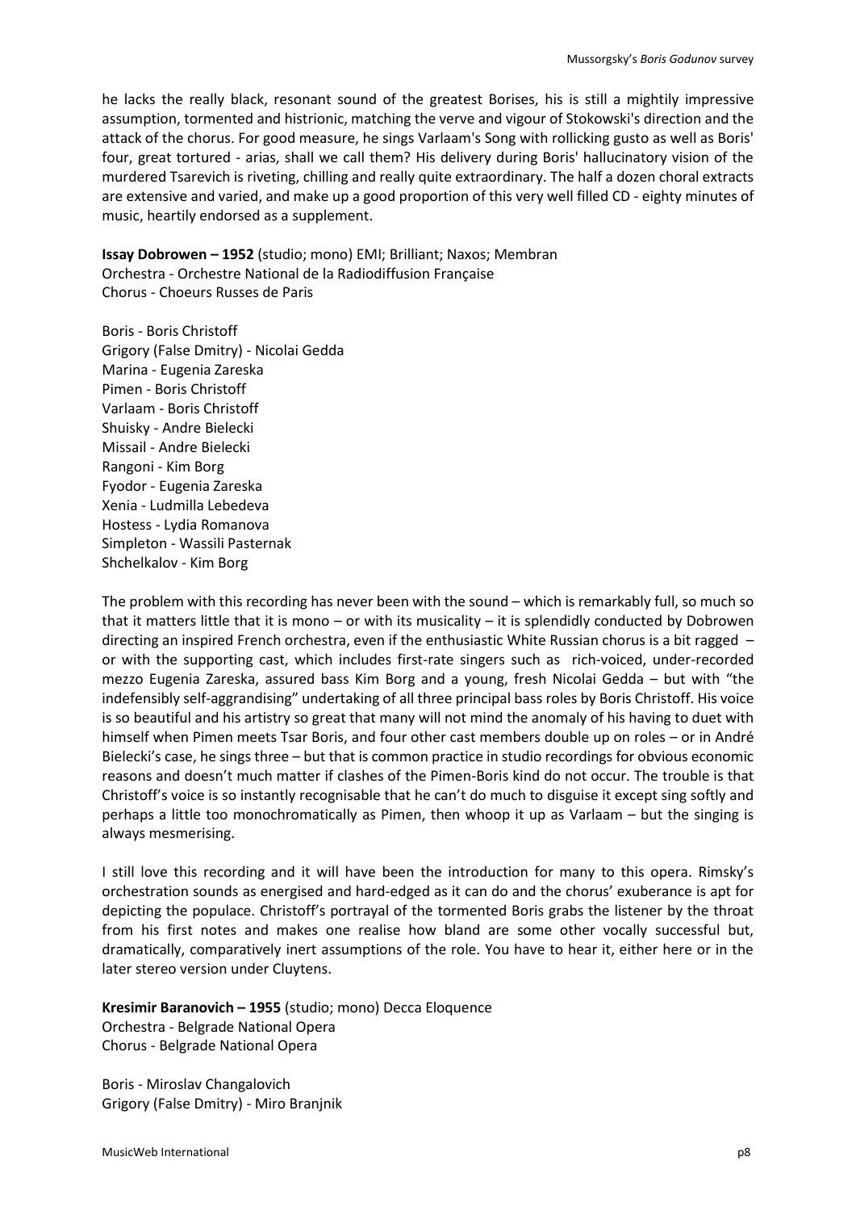he lacks the really black, resonant sound of the greatest Borises, his is still a mightily impressive assumption, tormented and histrionic, matching the verve and vigour of Stokowski's direction and the attack of the chorus. For good measure, he sings Varlaam's Song with rollicking gusto as well as Boris' four, great tortured - arias, shall we call them? His delivery during Boris' hallucinatory vision of the murdered Tsarevich is riveting, chilling and really quite extraordinary. The half a dozen choral extracts are extensive and varied, and make up a good proportion of this very well filled CD - eighty minutes of music, heartily endorsed as a supplement.

**Issay Dobrowen – 1952** (studio; mono) EMI; Brilliant; Naxos; Membran
Orchestra - Orchestre National de la Radiodiffusion Française
Chorus - Choeurs Russes de Paris

Boris - Boris Christoff
Grigory (False Dmitry) - Nicolai Gedda
Marina - Eugenia Zareska
Pimen - Boris Christoff
Varlaam - Boris Christoff
Shuisky - Andre Bielecki
Missail - Andre Bielecki
Rangoni - Kim Borg
Fyodor - Eugenia Zareska
Xenia - Ludmilla Lebedeva
Hostess - Lydia Romanova
Simpleton - Wassili Pasternak
Shchelkalov - Kim Borg

The problem with this recording has never been with the sound – which is remarkably full, so much so that it matters little that it is mono – or with its musicality – it is splendidly conducted by Dobrowen directing an inspired French orchestra, even if the enthusiastic White Russian chorus is a bit ragged – or with the supporting cast, which includes first-rate singers such as rich-voiced, under-recorded mezzo Eugenia Zareska, assured bass Kim Borg and a young, fresh Nicolai Gedda – but with "the indefensibly self-aggrandising" undertaking of all three principal bass roles by Boris Christoff. His voice is so beautiful and his artistry so great that many will not mind the anomaly of his having to duet with himself when Pimen meets Tsar Boris, and four other cast members double up on roles – or in André Bielecki's case, he sings three – but that is common practice in studio recordings for obvious economic reasons and doesn't much matter if clashes of the Pimen-Boris kind do not occur. The trouble is that Christoff's voice is so instantly recognisable that he can't do much to disguise it except sing softly and perhaps a little too monochromatically as Pimen, then whoop it up as Varlaam – but the singing is always mesmerising.

I still love this recording and it will have been the introduction for many to this opera. Rimsky's orchestration sounds as energised and hard-edged as it can do and the chorus' exuberance is apt for depicting the populace. Christoff's portrayal of the tormented Boris grabs the listener by the throat from his first notes and makes one realise how bland are some other vocally successful but, dramatically, comparatively inert assumptions of the role. You have to hear it, either here or in the later stereo version under Cluytens.

**Kresimir Baranovich – 1955** (studio; mono) Decca Eloquence
Orchestra - Belgrade National Opera
Chorus - Belgrade National Opera

Boris - Miroslav Changalovich
Grigory (False Dmitry) - Miro Branjnik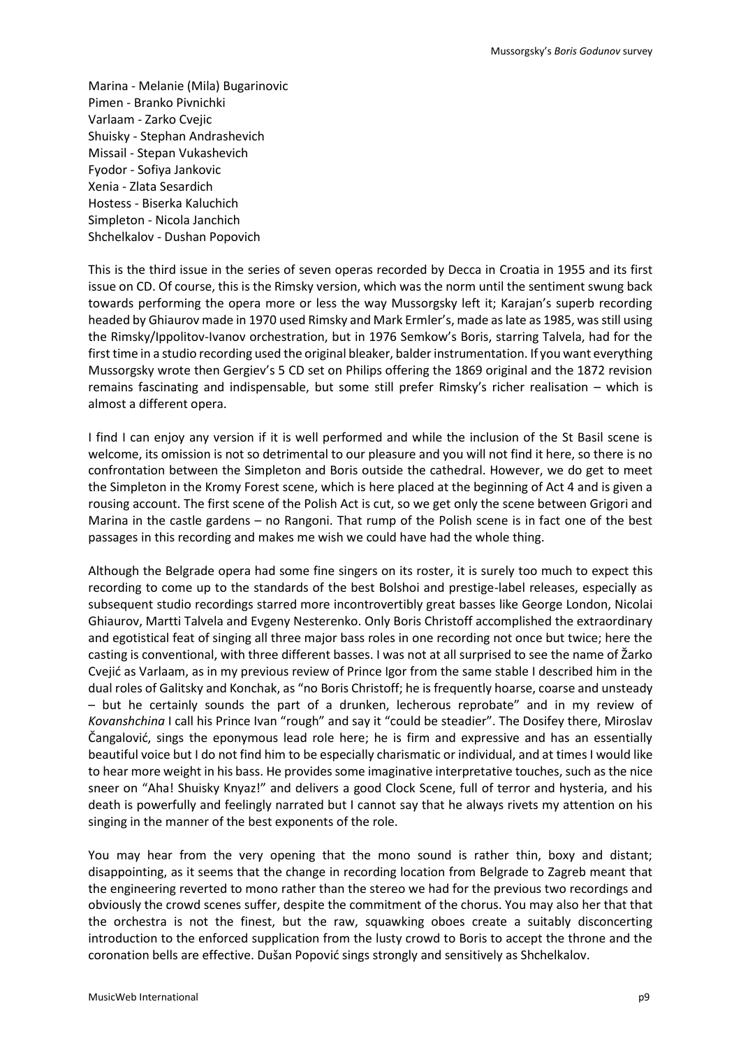Marina - Melanie (Mila) Bugarinovic
Pimen - Branko Pivnichki
Varlaam - Zarko Cvejic
Shuisky - Stephan Andrashevich
Missail - Stepan Vukashevich
Fyodor - Sofiya Jankovic
Xenia - Zlata Sesardich
Hostess - Biserka Kaluchich
Simpleton - Nicola Janchich
Shchelkalov - Dushan Popovich

This is the third issue in the series of seven operas recorded by Decca in Croatia in 1955 and its first issue on CD. Of course, this is the Rimsky version, which was the norm until the sentiment swung back towards performing the opera more or less the way Mussorgsky left it; Karajan's superb recording headed by Ghiaurov made in 1970 used Rimsky and Mark Ermler's, made as late as 1985, was still using the Rimsky/Ippolitov-Ivanov orchestration, but in 1976 Semkow's Boris, starring Talvela, had for the first time in a studio recording used the original bleaker, balder instrumentation. If you want everything Mussorgsky wrote then Gergiev's 5 CD set on Philips offering the 1869 original and the 1872 revision remains fascinating and indispensable, but some still prefer Rimsky's richer realisation – which is almost a different opera.

I find I can enjoy any version if it is well performed and while the inclusion of the St Basil scene is welcome, its omission is not so detrimental to our pleasure and you will not find it here, so there is no confrontation between the Simpleton and Boris outside the cathedral. However, we do get to meet the Simpleton in the Kromy Forest scene, which is here placed at the beginning of Act 4 and is given a rousing account. The first scene of the Polish Act is cut, so we get only the scene between Grigori and Marina in the castle gardens – no Rangoni. That rump of the Polish scene is in fact one of the best passages in this recording and makes me wish we could have had the whole thing.

Although the Belgrade opera had some fine singers on its roster, it is surely too much to expect this recording to come up to the standards of the best Bolshoi and prestige-label releases, especially as subsequent studio recordings starred more incontrovertibly great basses like George London, Nicolai Ghiaurov, Martti Talvela and Evgeny Nesterenko. Only Boris Christoff accomplished the extraordinary and egotistical feat of singing all three major bass roles in one recording not once but twice; here the casting is conventional, with three different basses. I was not at all surprised to see the name of Žarko Cvejić as Varlaam, as in my previous review of Prince Igor from the same stable I described him in the dual roles of Galitsky and Konchak, as "no Boris Christoff; he is frequently hoarse, coarse and unsteady – but he certainly sounds the part of a drunken, lecherous reprobate" and in my review of *Kovanshchina* I call his Prince Ivan "rough" and say it "could be steadier". The Dosifey there, Miroslav Čangalović, sings the eponymous lead role here; he is firm and expressive and has an essentially beautiful voice but I do not find him to be especially charismatic or individual, and at times I would like to hear more weight in his bass. He provides some imaginative interpretative touches, such as the nice sneer on "Aha! Shuisky Knyaz!" and delivers a good Clock Scene, full of terror and hysteria, and his death is powerfully and feelingly narrated but I cannot say that he always rivets my attention on his singing in the manner of the best exponents of the role.

You may hear from the very opening that the mono sound is rather thin, boxy and distant; disappointing, as it seems that the change in recording location from Belgrade to Zagreb meant that the engineering reverted to mono rather than the stereo we had for the previous two recordings and obviously the crowd scenes suffer, despite the commitment of the chorus. You may also her that that the orchestra is not the finest, but the raw, squawking oboes create a suitably disconcerting introduction to the enforced supplication from the lusty crowd to Boris to accept the throne and the coronation bells are effective. Dušan Popović sings strongly and sensitively as Shchelkalov.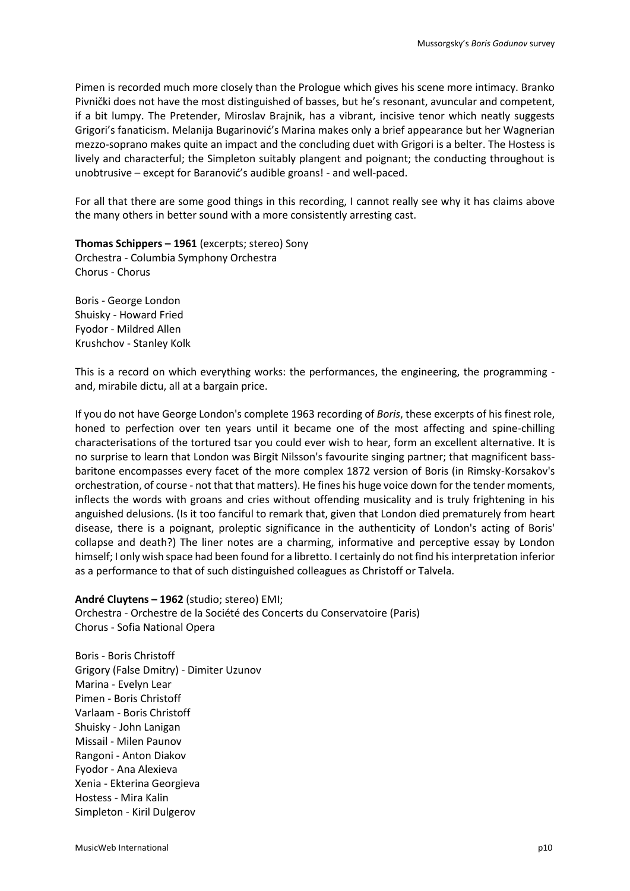Pimen is recorded much more closely than the Prologue which gives his scene more intimacy. Branko Pivnički does not have the most distinguished of basses, but he's resonant, avuncular and competent, if a bit lumpy. The Pretender, Miroslav Brajnik, has a vibrant, incisive tenor which neatly suggests Grigori's fanaticism. Melanija Bugarinović's Marina makes only a brief appearance but her Wagnerian mezzo-soprano makes quite an impact and the concluding duet with Grigori is a belter. The Hostess is lively and characterful; the Simpleton suitably plangent and poignant; the conducting throughout is unobtrusive – except for Baranović's audible groans! - and well-paced.

For all that there are some good things in this recording, I cannot really see why it has claims above the many others in better sound with a more consistently arresting cast.

**Thomas Schippers – 1961** (excerpts; stereo) Sony
Orchestra - Columbia Symphony Orchestra
Chorus - Chorus

Boris - George London
Shuisky - Howard Fried
Fyodor - Mildred Allen
Krushchov - Stanley Kolk

This is a record on which everything works: the performances, the engineering, the programming - and, mirabile dictu, all at a bargain price.

If you do not have George London's complete 1963 recording of *Boris*, these excerpts of his finest role, honed to perfection over ten years until it became one of the most affecting and spine-chilling characterisations of the tortured tsar you could ever wish to hear, form an excellent alternative. It is no surprise to learn that London was Birgit Nilsson's favourite singing partner; that magnificent bass-baritone encompasses every facet of the more complex 1872 version of Boris (in Rimsky-Korsakov's orchestration, of course - not that that matters). He fines his huge voice down for the tender moments, inflects the words with groans and cries without offending musicality and is truly frightening in his anguished delusions. (Is it too fanciful to remark that, given that London died prematurely from heart disease, there is a poignant, proleptic significance in the authenticity of London's acting of Boris' collapse and death?) The liner notes are a charming, informative and perceptive essay by London himself; I only wish space had been found for a libretto. I certainly do not find his interpretation inferior as a performance to that of such distinguished colleagues as Christoff or Talvela.

**André Cluytens – 1962** (studio; stereo) EMI;
Orchestra - Orchestre de la Société des Concerts du Conservatoire (Paris)
Chorus - Sofia National Opera

Boris - Boris Christoff
Grigory (False Dmitry) - Dimiter Uzunov
Marina - Evelyn Lear
Pimen - Boris Christoff
Varlaam - Boris Christoff
Shuisky - John Lanigan
Missail - Milen Paunov
Rangoni - Anton Diakov
Fyodor - Ana Alexieva
Xenia - Ekterina Georgieva
Hostess - Mira Kalin
Simpleton - Kiril Dulgerov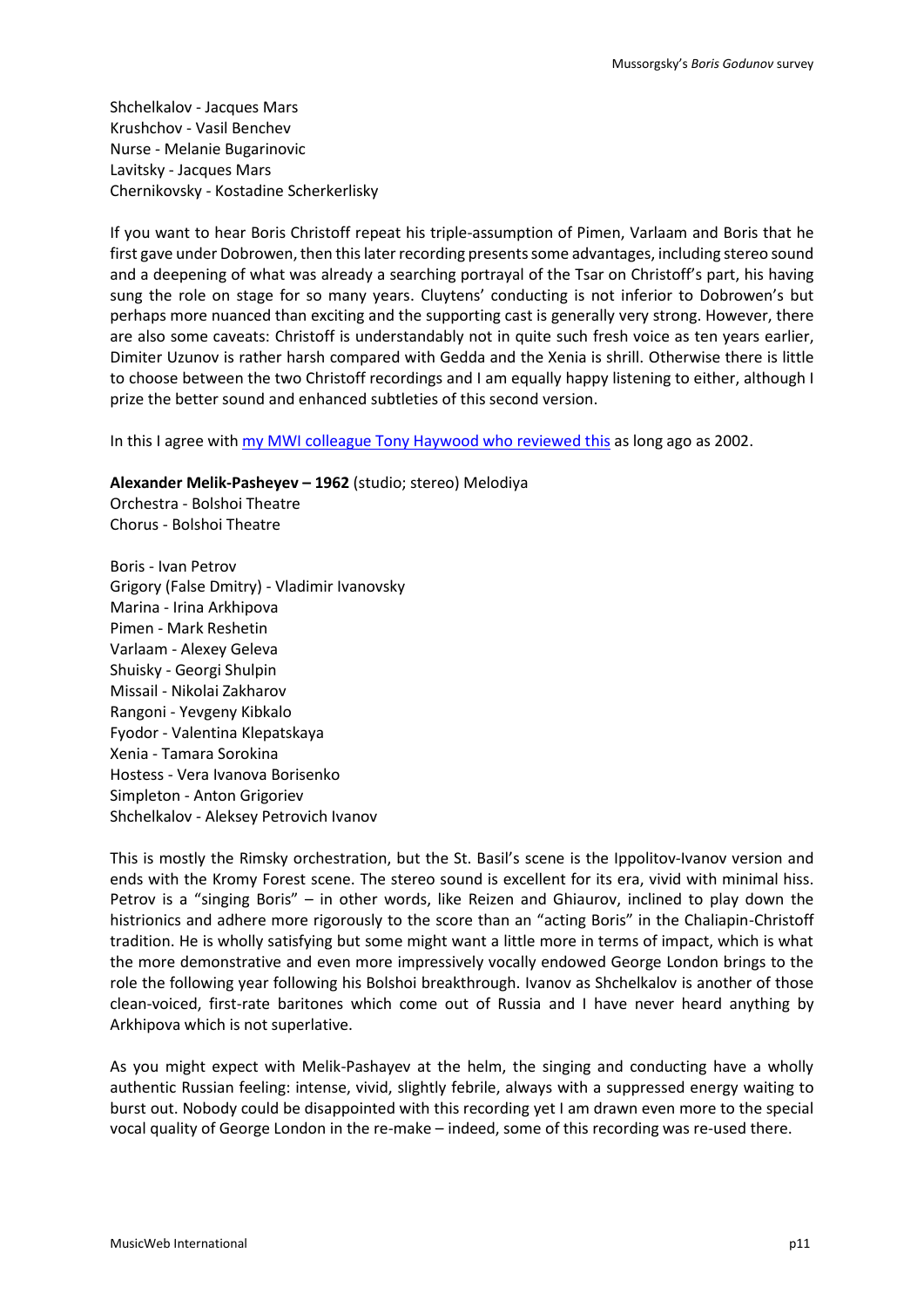Shchelkalov - Jacques Mars
Krushchov - Vasil Benchev
Nurse - Melanie Bugarinovic
Lavitsky - Jacques Mars
Chernikovsky - Kostadine Scherkerlisky

If you want to hear Boris Christoff repeat his triple-assumption of Pimen, Varlaam and Boris that he first gave under Dobrowen, then this later recording presents some advantages, including stereo sound and a deepening of what was already a searching portrayal of the Tsar on Christoff's part, his having sung the role on stage for so many years. Cluytens' conducting is not inferior to Dobrowen's but perhaps more nuanced than exciting and the supporting cast is generally very strong. However, there are also some caveats: Christoff is understandably not in quite such fresh voice as ten years earlier, Dimiter Uzunov is rather harsh compared with Gedda and the Xenia is shrill. Otherwise there is little to choose between the two Christoff recordings and I am equally happy listening to either, although I prize the better sound and enhanced subtleties of this second version.

In this I agree with my MWI colleague Tony Haywood who reviewed this as long ago as 2002.

**Alexander Melik-Pasheyev – 1962** (studio; stereo) Melodiya
Orchestra - Bolshoi Theatre
Chorus - Bolshoi Theatre

Boris - Ivan Petrov
Grigory (False Dmitry) - Vladimir Ivanovsky
Marina - Irina Arkhipova
Pimen - Mark Reshetin
Varlaam - Alexey Geleva
Shuisky - Georgi Shulpin
Missail - Nikolai Zakharov
Rangoni - Yevgeny Kibkalo
Fyodor - Valentina Klepatskaya
Xenia - Tamara Sorokina
Hostess - Vera Ivanova Borisenko
Simpleton - Anton Grigoriev
Shchelkalov - Aleksey Petrovich Ivanov

This is mostly the Rimsky orchestration, but the St. Basil's scene is the Ippolitov-Ivanov version and ends with the Kromy Forest scene. The stereo sound is excellent for its era, vivid with minimal hiss. Petrov is a "singing Boris" – in other words, like Reizen and Ghiaurov, inclined to play down the histrionics and adhere more rigorously to the score than an "acting Boris" in the Chaliapin-Christoff tradition. He is wholly satisfying but some might want a little more in terms of impact, which is what the more demonstrative and even more impressively vocally endowed George London brings to the role the following year following his Bolshoi breakthrough. Ivanov as Shchelkalov is another of those clean-voiced, first-rate baritones which come out of Russia and I have never heard anything by Arkhipova which is not superlative.

As you might expect with Melik-Pashayev at the helm, the singing and conducting have a wholly authentic Russian feeling: intense, vivid, slightly febrile, always with a suppressed energy waiting to burst out. Nobody could be disappointed with this recording yet I am drawn even more to the special vocal quality of George London in the re-make – indeed, some of this recording was re-used there.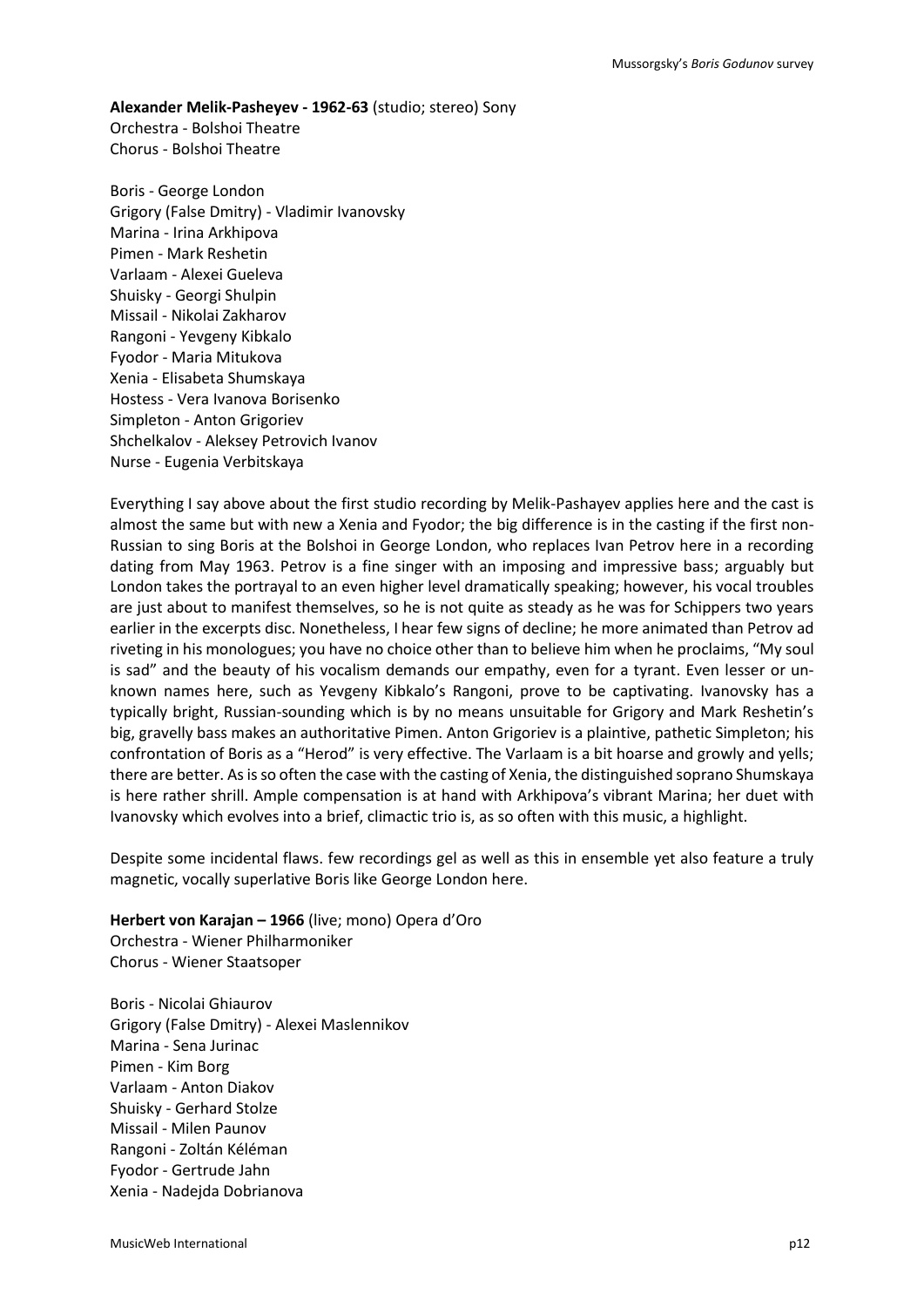**Alexander Melik-Pasheyev - 1962-63** (studio; stereo) Sony
Orchestra - Bolshoi Theatre
Chorus - Bolshoi Theatre

Boris - George London
Grigory (False Dmitry) - Vladimir Ivanovsky
Marina - Irina Arkhipova
Pimen - Mark Reshetin
Varlaam - Alexei Gueleva
Shuisky - Georgi Shulpin
Missail - Nikolai Zakharov
Rangoni - Yevgeny Kibkalo
Fyodor - Maria Mitukova
Xenia - Elisabeta Shumskaya
Hostess - Vera Ivanova Borisenko
Simpleton - Anton Grigoriev
Shchelkalov - Aleksey Petrovich Ivanov
Nurse - Eugenia Verbitskaya

Everything I say above about the first studio recording by Melik-Pashayev applies here and the cast is almost the same but with new a Xenia and Fyodor; the big difference is in the casting if the first non-Russian to sing Boris at the Bolshoi in George London, who replaces Ivan Petrov here in a recording dating from May 1963. Petrov is a fine singer with an imposing and impressive bass; arguably but London takes the portrayal to an even higher level dramatically speaking; however, his vocal troubles are just about to manifest themselves, so he is not quite as steady as he was for Schippers two years earlier in the excerpts disc. Nonetheless, I hear few signs of decline; he more animated than Petrov ad riveting in his monologues; you have no choice other than to believe him when he proclaims, "My soul is sad" and the beauty of his vocalism demands our empathy, even for a tyrant. Even lesser or un-known names here, such as Yevgeny Kibkalo's Rangoni, prove to be captivating. Ivanovsky has a typically bright, Russian-sounding which is by no means unsuitable for Grigory and Mark Reshetin's big, gravelly bass makes an authoritative Pimen. Anton Grigoriev is a plaintive, pathetic Simpleton; his confrontation of Boris as a "Herod" is very effective. The Varlaam is a bit hoarse and growly and yells; there are better. As is so often the case with the casting of Xenia, the distinguished soprano Shumskaya is here rather shrill. Ample compensation is at hand with Arkhipova's vibrant Marina; her duet with Ivanovsky which evolves into a brief, climactic trio is, as so often with this music, a highlight.

Despite some incidental flaws. few recordings gel as well as this in ensemble yet also feature a truly magnetic, vocally superlative Boris like George London here.

**Herbert von Karajan – 1966** (live; mono) Opera d'Oro
Orchestra - Wiener Philharmoniker
Chorus - Wiener Staatsoper

Boris - Nicolai Ghiaurov
Grigory (False Dmitry) - Alexei Maslennikov
Marina - Sena Jurinac
Pimen - Kim Borg
Varlaam - Anton Diakov
Shuisky - Gerhard Stolze
Missail - Milen Paunov
Rangoni - Zoltán Kéléman
Fyodor - Gertrude Jahn
Xenia - Nadejda Dobrianova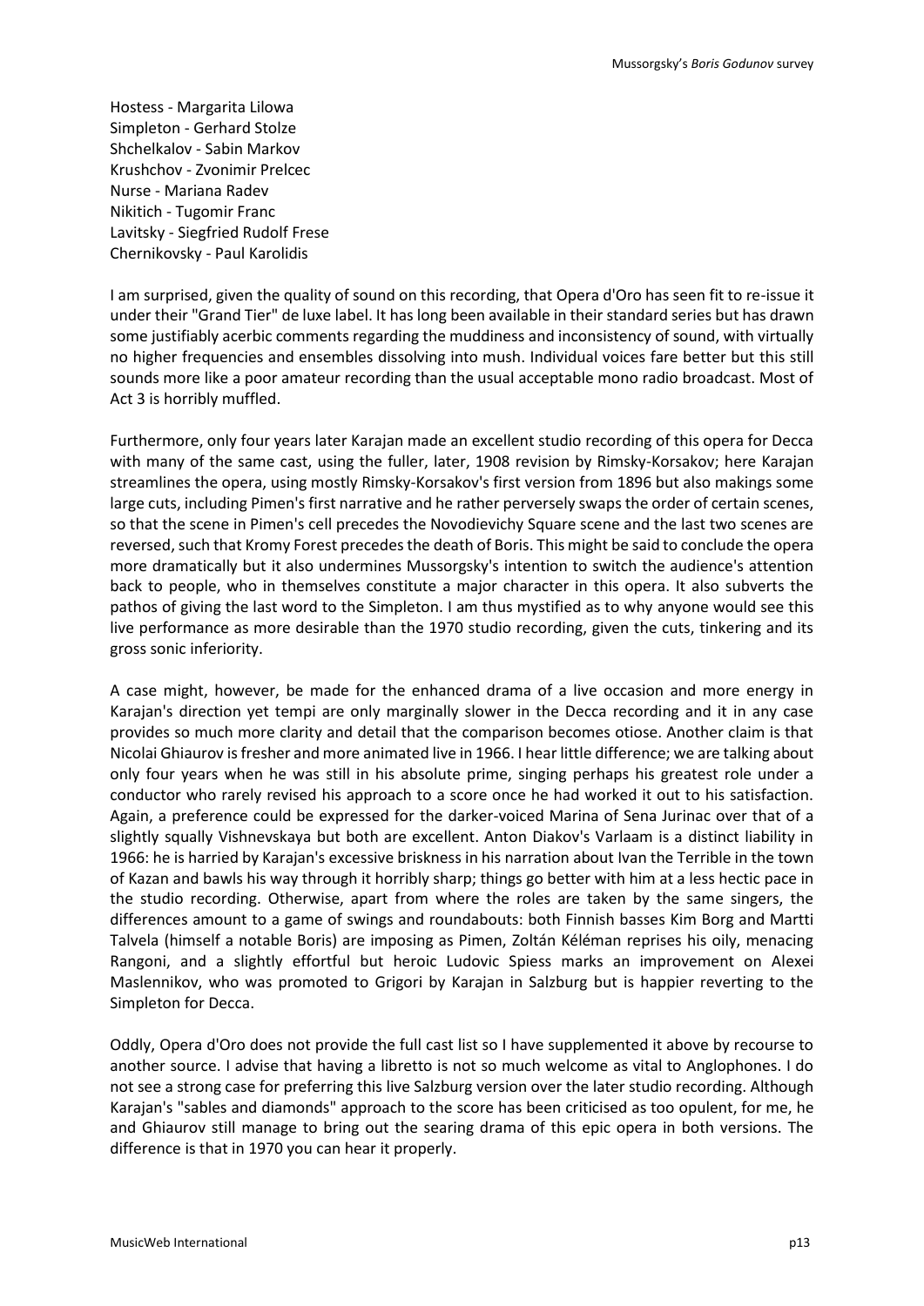Hostess - Margarita Lilowa
Simpleton - Gerhard Stolze
Shchelkalov - Sabin Markov
Krushchov - Zvonimir Prelcec
Nurse - Mariana Radev
Nikitich - Tugomir Franc
Lavitsky - Siegfried Rudolf Frese
Chernikovsky - Paul Karolidis

I am surprised, given the quality of sound on this recording, that Opera d'Oro has seen fit to re-issue it under their "Grand Tier" de luxe label. It has long been available in their standard series but has drawn some justifiably acerbic comments regarding the muddiness and inconsistency of sound, with virtually no higher frequencies and ensembles dissolving into mush. Individual voices fare better but this still sounds more like a poor amateur recording than the usual acceptable mono radio broadcast. Most of Act 3 is horribly muffled.

Furthermore, only four years later Karajan made an excellent studio recording of this opera for Decca with many of the same cast, using the fuller, later, 1908 revision by Rimsky-Korsakov; here Karajan streamlines the opera, using mostly Rimsky-Korsakov's first version from 1896 but also makings some large cuts, including Pimen's first narrative and he rather perversely swaps the order of certain scenes, so that the scene in Pimen's cell precedes the Novodievichy Square scene and the last two scenes are reversed, such that Kromy Forest precedes the death of Boris. This might be said to conclude the opera more dramatically but it also undermines Mussorgsky's intention to switch the audience's attention back to people, who in themselves constitute a major character in this opera. It also subverts the pathos of giving the last word to the Simpleton. I am thus mystified as to why anyone would see this live performance as more desirable than the 1970 studio recording, given the cuts, tinkering and its gross sonic inferiority.

A case might, however, be made for the enhanced drama of a live occasion and more energy in Karajan's direction yet tempi are only marginally slower in the Decca recording and it in any case provides so much more clarity and detail that the comparison becomes otiose. Another claim is that Nicolai Ghiaurov is fresher and more animated live in 1966. I hear little difference; we are talking about only four years when he was still in his absolute prime, singing perhaps his greatest role under a conductor who rarely revised his approach to a score once he had worked it out to his satisfaction. Again, a preference could be expressed for the darker-voiced Marina of Sena Jurinac over that of a slightly squally Vishnevskaya but both are excellent. Anton Diakov's Varlaam is a distinct liability in 1966: he is harried by Karajan's excessive briskness in his narration about Ivan the Terrible in the town of Kazan and bawls his way through it horribly sharp; things go better with him at a less hectic pace in the studio recording. Otherwise, apart from where the roles are taken by the same singers, the differences amount to a game of swings and roundabouts: both Finnish basses Kim Borg and Martti Talvela (himself a notable Boris) are imposing as Pimen, Zoltán Kéléman reprises his oily, menacing Rangoni, and a slightly effortful but heroic Ludovic Spiess marks an improvement on Alexei Maslennikov, who was promoted to Grigori by Karajan in Salzburg but is happier reverting to the Simpleton for Decca.

Oddly, Opera d'Oro does not provide the full cast list so I have supplemented it above by recourse to another source. I advise that having a libretto is not so much welcome as vital to Anglophones. I do not see a strong case for preferring this live Salzburg version over the later studio recording. Although Karajan's "sables and diamonds" approach to the score has been criticised as too opulent, for me, he and Ghiaurov still manage to bring out the searing drama of this epic opera in both versions. The difference is that in 1970 you can hear it properly.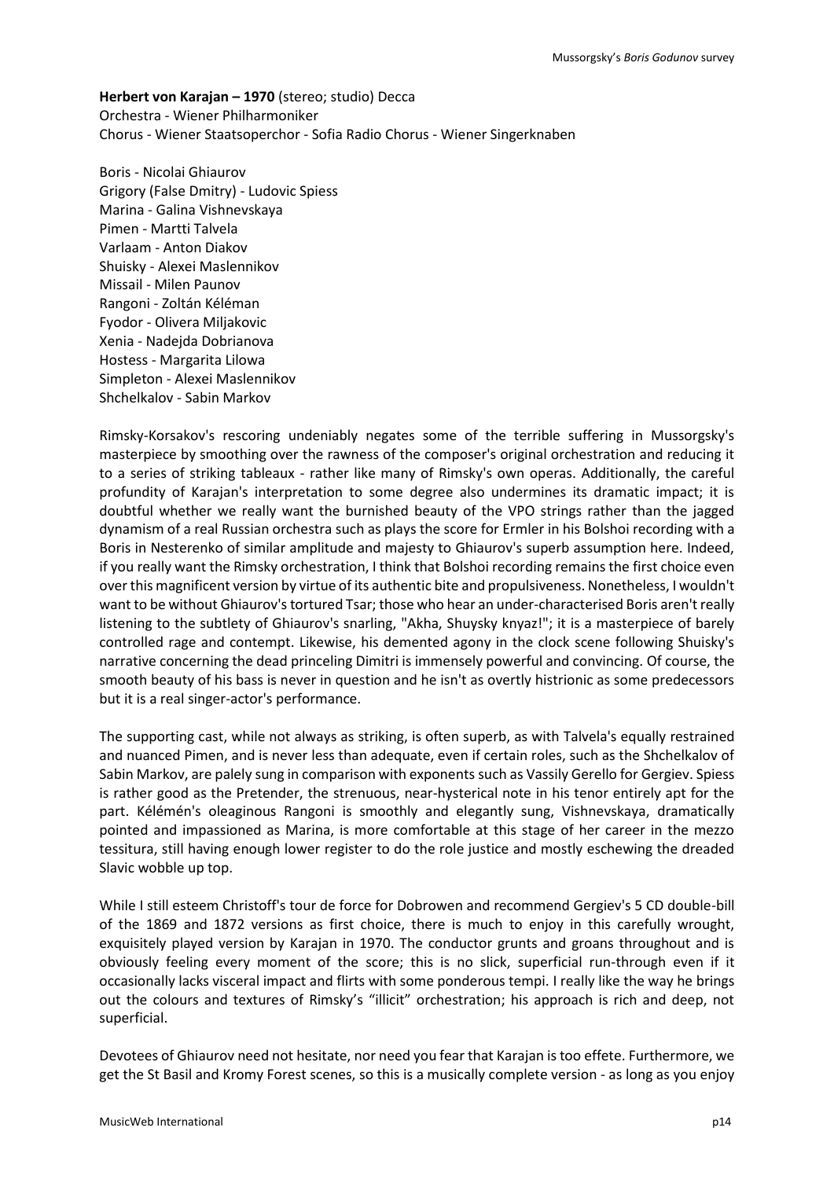**Herbert von Karajan – 1970** (stereo; studio) Decca
Orchestra - Wiener Philharmoniker
Chorus - Wiener Staatsoperchor - Sofia Radio Chorus - Wiener Singerknaben

Boris - Nicolai Ghiaurov
Grigory (False Dmitry) - Ludovic Spiess
Marina - Galina Vishnevskaya
Pimen - Martti Talvela
Varlaam - Anton Diakov
Shuisky - Alexei Maslennikov
Missail - Milen Paunov
Rangoni - Zoltán Kéléman
Fyodor - Olivera Miljakovic
Xenia - Nadejda Dobrianova
Hostess - Margarita Lilowa
Simpleton - Alexei Maslennikov
Shchelkalov - Sabin Markov

Rimsky-Korsakov's rescoring undeniably negates some of the terrible suffering in Mussorgsky's masterpiece by smoothing over the rawness of the composer's original orchestration and reducing it to a series of striking tableaux - rather like many of Rimsky's own operas. Additionally, the careful profundity of Karajan's interpretation to some degree also undermines its dramatic impact; it is doubtful whether we really want the burnished beauty of the VPO strings rather than the jagged dynamism of a real Russian orchestra such as plays the score for Ermler in his Bolshoi recording with a Boris in Nesterenko of similar amplitude and majesty to Ghiaurov's superb assumption here. Indeed, if you really want the Rimsky orchestration, I think that Bolshoi recording remains the first choice even over this magnificent version by virtue of its authentic bite and propulsiveness. Nonetheless, I wouldn't want to be without Ghiaurov's tortured Tsar; those who hear an under-characterised Boris aren't really listening to the subtlety of Ghiaurov's snarling, "Akha, Shuysky knyaz!"; it is a masterpiece of barely controlled rage and contempt. Likewise, his demented agony in the clock scene following Shuisky's narrative concerning the dead princeling Dimitri is immensely powerful and convincing. Of course, the smooth beauty of his bass is never in question and he isn't as overtly histrionic as some predecessors but it is a real singer-actor's performance.

The supporting cast, while not always as striking, is often superb, as with Talvela's equally restrained and nuanced Pimen, and is never less than adequate, even if certain roles, such as the Shchelkalov of Sabin Markov, are palely sung in comparison with exponents such as Vassily Gerello for Gergiev. Spiess is rather good as the Pretender, the strenuous, near-hysterical note in his tenor entirely apt for the part. Kélémén's oleaginous Rangoni is smoothly and elegantly sung, Vishnevskaya, dramatically pointed and impassioned as Marina, is more comfortable at this stage of her career in the mezzo tessitura, still having enough lower register to do the role justice and mostly eschewing the dreaded Slavic wobble up top.

While I still esteem Christoff's tour de force for Dobrowen and recommend Gergiev's 5 CD double-bill of the 1869 and 1872 versions as first choice, there is much to enjoy in this carefully wrought, exquisitely played version by Karajan in 1970. The conductor grunts and groans throughout and is obviously feeling every moment of the score; this is no slick, superficial run-through even if it occasionally lacks visceral impact and flirts with some ponderous tempi. I really like the way he brings out the colours and textures of Rimsky's "illicit" orchestration; his approach is rich and deep, not superficial.

Devotees of Ghiaurov need not hesitate, nor need you fear that Karajan is too effete. Furthermore, we get the St Basil and Kromy Forest scenes, so this is a musically complete version - as long as you enjoy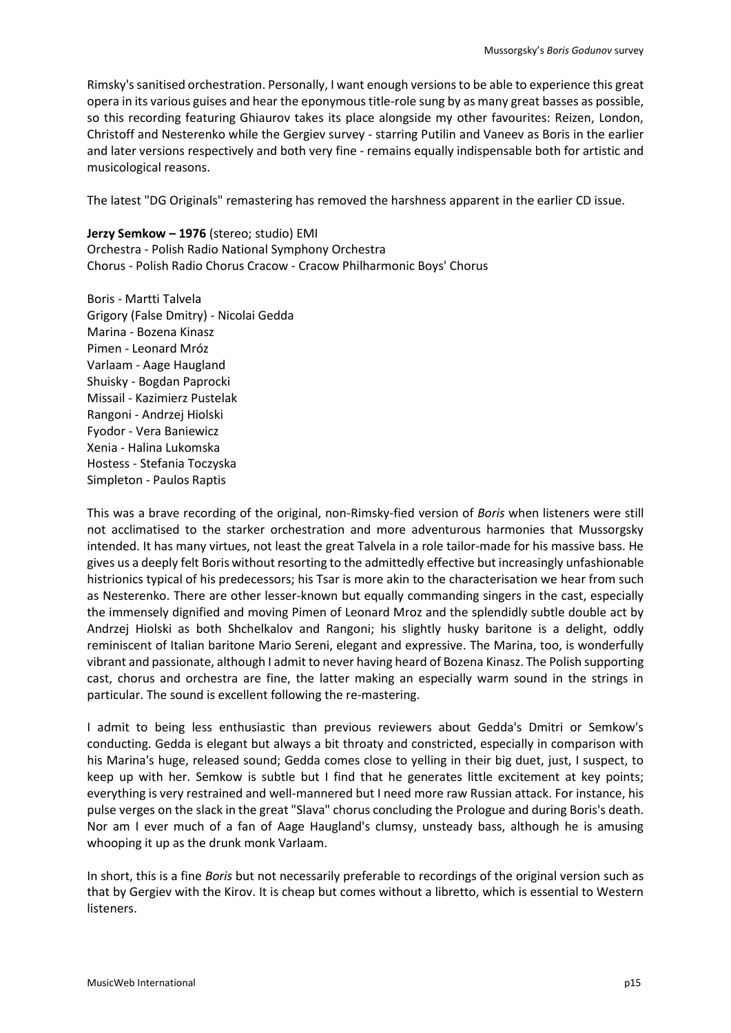Rimsky's sanitised orchestration. Personally, I want enough versions to be able to experience this great opera in its various guises and hear the eponymous title-role sung by as many great basses as possible, so this recording featuring Ghiaurov takes its place alongside my other favourites: Reizen, London, Christoff and Nesterenko while the Gergiev survey - starring Putilin and Vaneev as Boris in the earlier and later versions respectively and both very fine - remains equally indispensable both for artistic and musicological reasons.

The latest "DG Originals" remastering has removed the harshness apparent in the earlier CD issue.

**Jerzy Semkow – 1976** (stereo; studio) EMI
Orchestra - Polish Radio National Symphony Orchestra
Chorus - Polish Radio Chorus Cracow - Cracow Philharmonic Boys' Chorus

Boris - Martti Talvela
Grigory (False Dmitry) - Nicolai Gedda
Marina - Bozena Kinasz
Pimen - Leonard Mróz
Varlaam - Aage Haugland
Shuisky - Bogdan Paprocki
Missail - Kazimierz Pustelak
Rangoni - Andrzej Hiolski
Fyodor - Vera Baniewicz
Xenia - Halina Lukomska
Hostess - Stefania Toczyska
Simpleton - Paulos Raptis

This was a brave recording of the original, non-Rimsky-fied version of *Boris* when listeners were still not acclimatised to the starker orchestration and more adventurous harmonies that Mussorgsky intended. It has many virtues, not least the great Talvela in a role tailor-made for his massive bass. He gives us a deeply felt Boris without resorting to the admittedly effective but increasingly unfashionable histrionics typical of his predecessors; his Tsar is more akin to the characterisation we hear from such as Nesterenko. There are other lesser-known but equally commanding singers in the cast, especially the immensely dignified and moving Pimen of Leonard Mroz and the splendidly subtle double act by Andrzej Hiolski as both Shchelkalov and Rangoni; his slightly husky baritone is a delight, oddly reminiscent of Italian baritone Mario Sereni, elegant and expressive. The Marina, too, is wonderfully vibrant and passionate, although I admit to never having heard of Bozena Kinasz. The Polish supporting cast, chorus and orchestra are fine, the latter making an especially warm sound in the strings in particular. The sound is excellent following the re-mastering.

I admit to being less enthusiastic than previous reviewers about Gedda's Dmitri or Semkow's conducting. Gedda is elegant but always a bit throaty and constricted, especially in comparison with his Marina's huge, released sound; Gedda comes close to yelling in their big duet, just, I suspect, to keep up with her. Semkow is subtle but I find that he generates little excitement at key points; everything is very restrained and well-mannered but I need more raw Russian attack. For instance, his pulse verges on the slack in the great "Slava" chorus concluding the Prologue and during Boris's death. Nor am I ever much of a fan of Aage Haugland's clumsy, unsteady bass, although he is amusing whooping it up as the drunk monk Varlaam.

In short, this is a fine *Boris* but not necessarily preferable to recordings of the original version such as that by Gergiev with the Kirov. It is cheap but comes without a libretto, which is essential to Western listeners.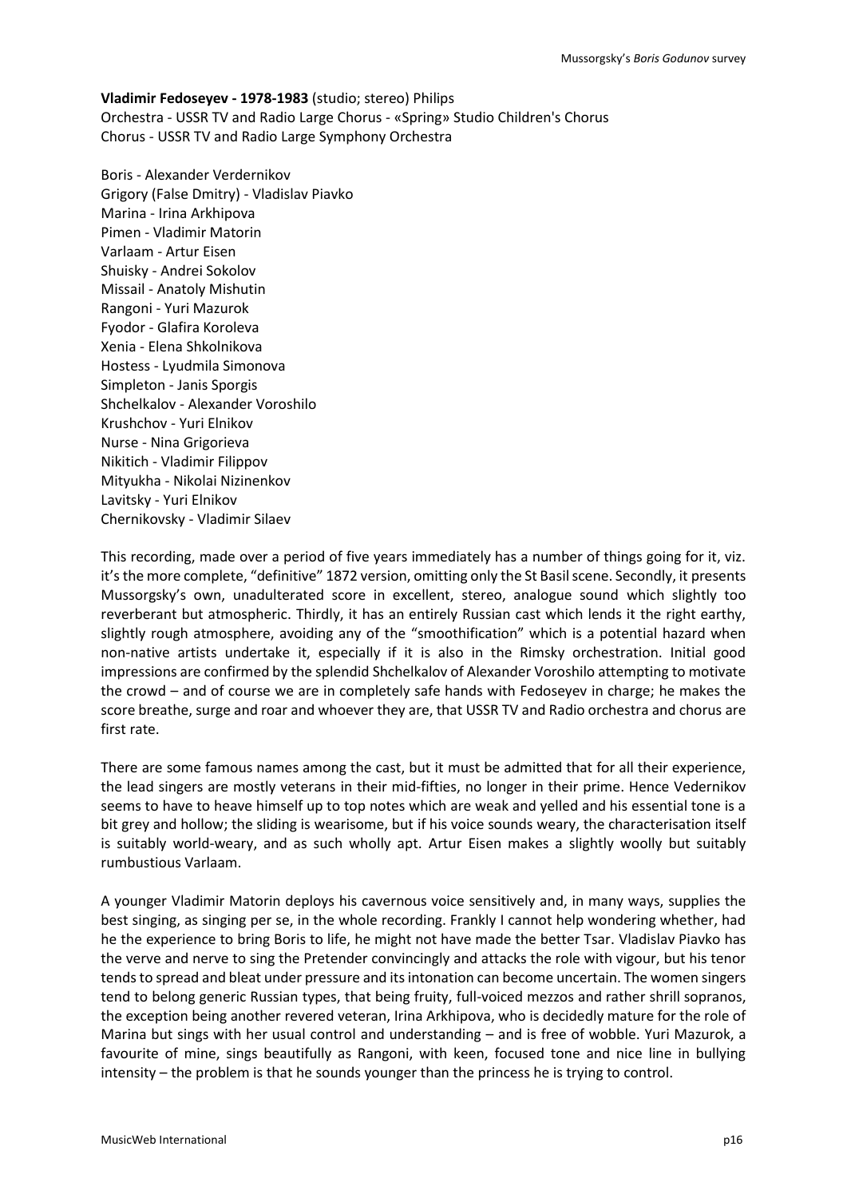**Vladimir Fedoseyev - 1978-1983** (studio; stereo) Philips
Orchestra - USSR TV and Radio Large Chorus - «Spring» Studio Children's Chorus
Chorus - USSR TV and Radio Large Symphony Orchestra

Boris - Alexander Verdernikov
Grigory (False Dmitry) - Vladislav Piavko
Marina - Irina Arkhipova
Pimen - Vladimir Matorin
Varlaam - Artur Eisen
Shuisky - Andrei Sokolov
Missail - Anatoly Mishutin
Rangoni - Yuri Mazurok
Fyodor - Glafira Koroleva
Xenia - Elena Shkolnikova
Hostess - Lyudmila Simonova
Simpleton - Janis Sporgis
Shchelkalov - Alexander Voroshilo
Krushchov - Yuri Elnikov
Nurse - Nina Grigorieva
Nikitich - Vladimir Filippov
Mityukha - Nikolai Nizinenkov
Lavitsky - Yuri Elnikov
Chernikovsky - Vladimir Silaev

This recording, made over a period of five years immediately has a number of things going for it, viz. it's the more complete, "definitive" 1872 version, omitting only the St Basil scene. Secondly, it presents Mussorgsky's own, unadulterated score in excellent, stereo, analogue sound which slightly too reverberant but atmospheric. Thirdly, it has an entirely Russian cast which lends it the right earthy, slightly rough atmosphere, avoiding any of the "smoothification" which is a potential hazard when non-native artists undertake it, especially if it is also in the Rimsky orchestration. Initial good impressions are confirmed by the splendid Shchelkalov of Alexander Voroshilo attempting to motivate the crowd – and of course we are in completely safe hands with Fedoseyev in charge; he makes the score breathe, surge and roar and whoever they are, that USSR TV and Radio orchestra and chorus are first rate.

There are some famous names among the cast, but it must be admitted that for all their experience, the lead singers are mostly veterans in their mid-fifties, no longer in their prime. Hence Vedernikov seems to have to heave himself up to top notes which are weak and yelled and his essential tone is a bit grey and hollow; the sliding is wearisome, but if his voice sounds weary, the characterisation itself is suitably world-weary, and as such wholly apt. Artur Eisen makes a slightly woolly but suitably rumbustious Varlaam.

A younger Vladimir Matorin deploys his cavernous voice sensitively and, in many ways, supplies the best singing, as singing per se, in the whole recording. Frankly I cannot help wondering whether, had he the experience to bring Boris to life, he might not have made the better Tsar. Vladislav Piavko has the verve and nerve to sing the Pretender convincingly and attacks the role with vigour, but his tenor tends to spread and bleat under pressure and its intonation can become uncertain. The women singers tend to belong generic Russian types, that being fruity, full-voiced mezzos and rather shrill sopranos, the exception being another revered veteran, Irina Arkhipova, who is decidedly mature for the role of Marina but sings with her usual control and understanding – and is free of wobble. Yuri Mazurok, a favourite of mine, sings beautifully as Rangoni, with keen, focused tone and nice line in bullying intensity – the problem is that he sounds younger than the princess he is trying to control.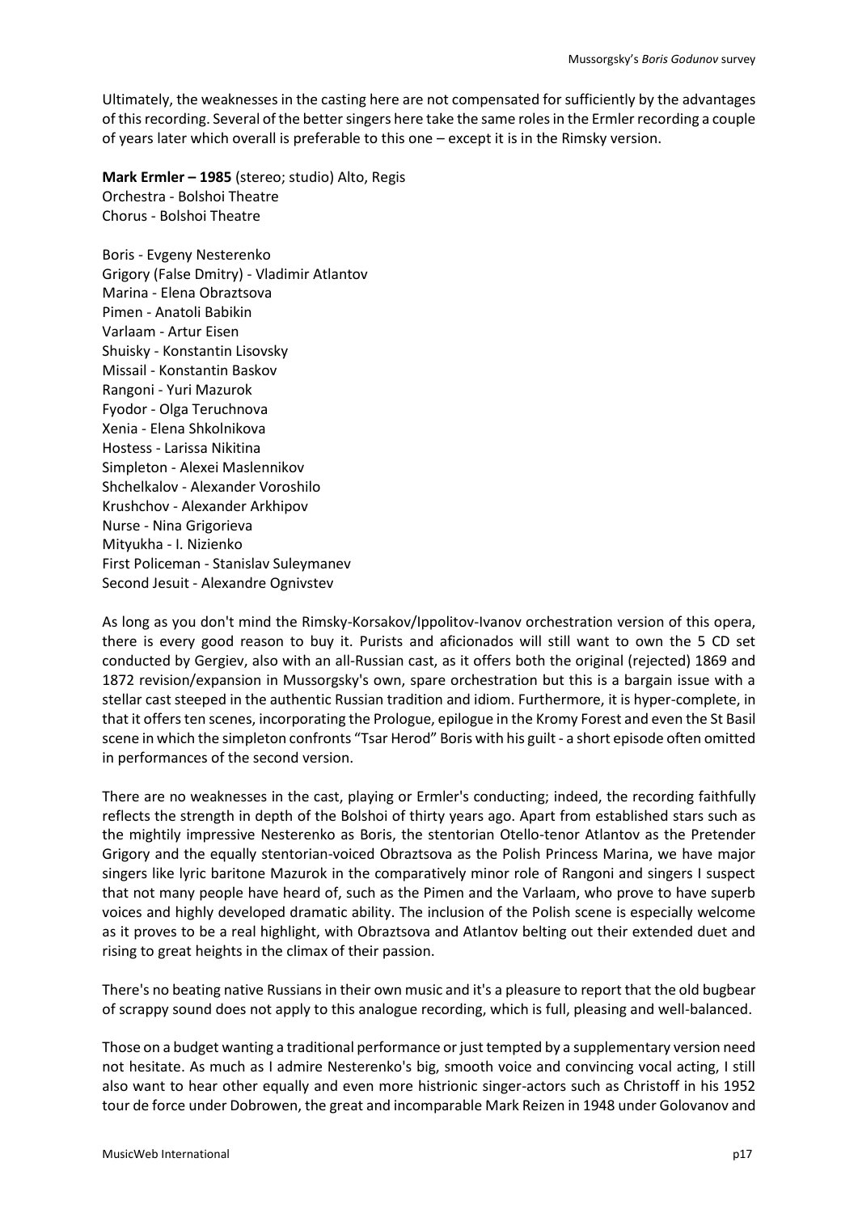Ultimately, the weaknesses in the casting here are not compensated for sufficiently by the advantages of this recording. Several of the better singers here take the same roles in the Ermler recording a couple of years later which overall is preferable to this one – except it is in the Rimsky version.

**Mark Ermler – 1985** (stereo; studio) Alto, Regis
Orchestra - Bolshoi Theatre
Chorus - Bolshoi Theatre

Boris - Evgeny Nesterenko
Grigory (False Dmitry) - Vladimir Atlantov
Marina - Elena Obraztsova
Pimen - Anatoli Babikin
Varlaam - Artur Eisen
Shuisky - Konstantin Lisovsky
Missail - Konstantin Baskov
Rangoni - Yuri Mazurok
Fyodor - Olga Teruchnova
Xenia - Elena Shkolnikova
Hostess - Larissa Nikitina
Simpleton - Alexei Maslennikov
Shchelkalov - Alexander Voroshilo
Krushchov - Alexander Arkhipov
Nurse - Nina Grigorieva
Mityukha - I. Nizienko
First Policeman - Stanislav Suleymanev
Second Jesuit - Alexandre Ognivstev

As long as you don't mind the Rimsky-Korsakov/Ippolitov-Ivanov orchestration version of this opera, there is every good reason to buy it. Purists and aficionados will still want to own the 5 CD set conducted by Gergiev, also with an all-Russian cast, as it offers both the original (rejected) 1869 and 1872 revision/expansion in Mussorgsky's own, spare orchestration but this is a bargain issue with a stellar cast steeped in the authentic Russian tradition and idiom. Furthermore, it is hyper-complete, in that it offers ten scenes, incorporating the Prologue, epilogue in the Kromy Forest and even the St Basil scene in which the simpleton confronts "Tsar Herod" Boris with his guilt - a short episode often omitted in performances of the second version.

There are no weaknesses in the cast, playing or Ermler's conducting; indeed, the recording faithfully reflects the strength in depth of the Bolshoi of thirty years ago. Apart from established stars such as the mightily impressive Nesterenko as Boris, the stentorian Otello-tenor Atlantov as the Pretender Grigory and the equally stentorian-voiced Obraztsova as the Polish Princess Marina, we have major singers like lyric baritone Mazurok in the comparatively minor role of Rangoni and singers I suspect that not many people have heard of, such as the Pimen and the Varlaam, who prove to have superb voices and highly developed dramatic ability. The inclusion of the Polish scene is especially welcome as it proves to be a real highlight, with Obraztsova and Atlantov belting out their extended duet and rising to great heights in the climax of their passion.

There's no beating native Russians in their own music and it's a pleasure to report that the old bugbear of scrappy sound does not apply to this analogue recording, which is full, pleasing and well-balanced.

Those on a budget wanting a traditional performance or just tempted by a supplementary version need not hesitate. As much as I admire Nesterenko's big, smooth voice and convincing vocal acting, I still also want to hear other equally and even more histrionic singer-actors such as Christoff in his 1952 tour de force under Dobrowen, the great and incomparable Mark Reizen in 1948 under Golovanov and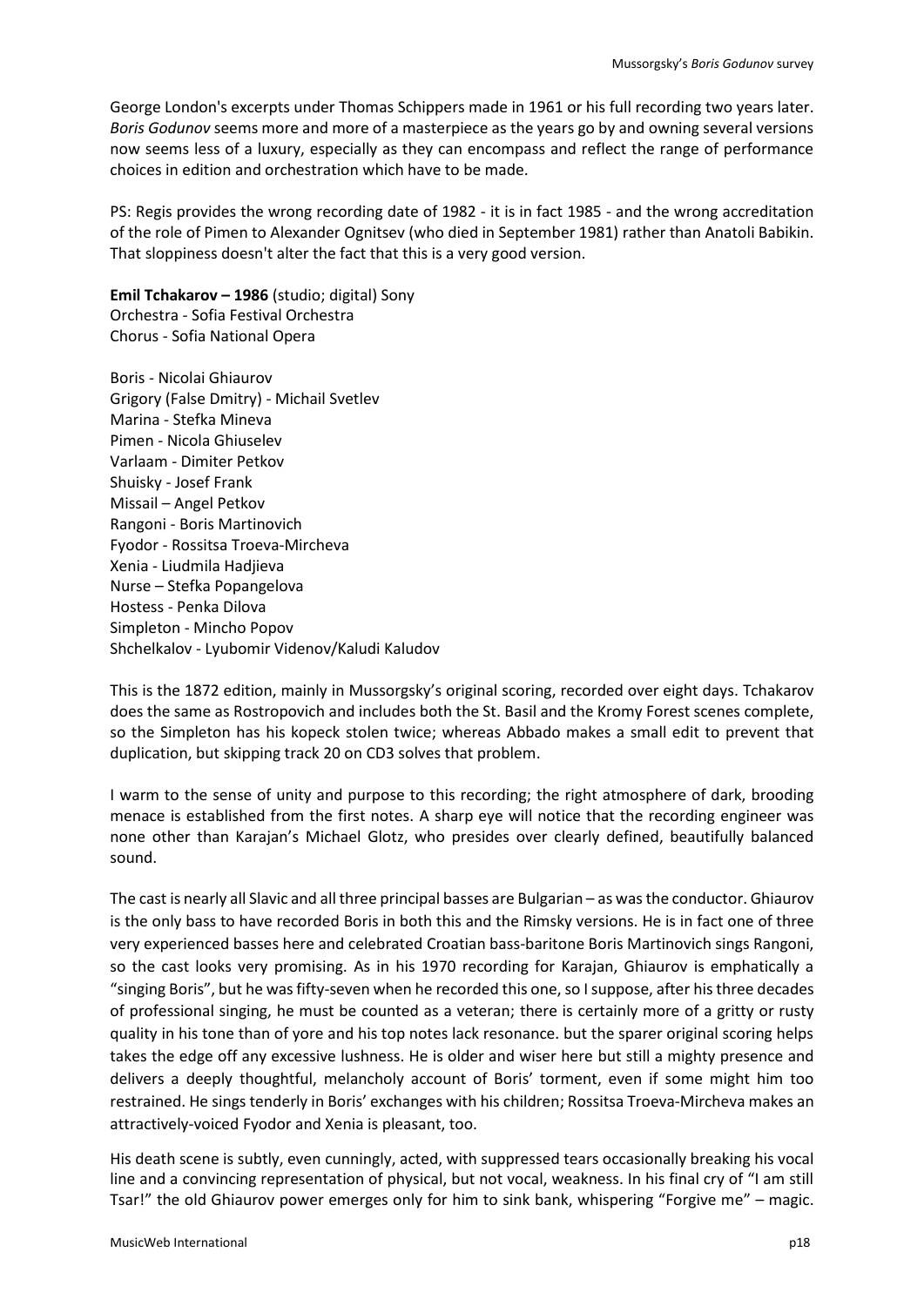George London's excerpts under Thomas Schippers made in 1961 or his full recording two years later. *Boris Godunov* seems more and more of a masterpiece as the years go by and owning several versions now seems less of a luxury, especially as they can encompass and reflect the range of performance choices in edition and orchestration which have to be made.

PS: Regis provides the wrong recording date of 1982 - it is in fact 1985 - and the wrong accreditation of the role of Pimen to Alexander Ognitsev (who died in September 1981) rather than Anatoli Babikin. That sloppiness doesn't alter the fact that this is a very good version.

**Emil Tchakarov – 1986** (studio; digital) Sony
Orchestra - Sofia Festival Orchestra
Chorus - Sofia National Opera

Boris - Nicolai Ghiaurov
Grigory (False Dmitry) - Michail Svetlev
Marina - Stefka Mineva
Pimen - Nicola Ghiuselev
Varlaam - Dimiter Petkov
Shuisky - Josef Frank
Missail – Angel Petkov
Rangoni - Boris Martinovich
Fyodor - Rossitsa Troeva-Mircheva
Xenia - Liudmila Hadjieva
Nurse – Stefka Popangelova
Hostess - Penka Dilova
Simpleton - Mincho Popov
Shchelkalov - Lyubomir Videnov/Kaludi Kaludov

This is the 1872 edition, mainly in Mussorgsky's original scoring, recorded over eight days. Tchakarov does the same as Rostropovich and includes both the St. Basil and the Kromy Forest scenes complete, so the Simpleton has his kopeck stolen twice; whereas Abbado makes a small edit to prevent that duplication, but skipping track 20 on CD3 solves that problem.

I warm to the sense of unity and purpose to this recording; the right atmosphere of dark, brooding menace is established from the first notes. A sharp eye will notice that the recording engineer was none other than Karajan's Michael Glotz, who presides over clearly defined, beautifully balanced sound.

The cast is nearly all Slavic and all three principal basses are Bulgarian – as was the conductor. Ghiaurov is the only bass to have recorded Boris in both this and the Rimsky versions. He is in fact one of three very experienced basses here and celebrated Croatian bass-baritone Boris Martinovich sings Rangoni, so the cast looks very promising. As in his 1970 recording for Karajan, Ghiaurov is emphatically a "singing Boris", but he was fifty-seven when he recorded this one, so I suppose, after his three decades of professional singing, he must be counted as a veteran; there is certainly more of a gritty or rusty quality in his tone than of yore and his top notes lack resonance. but the sparer original scoring helps takes the edge off any excessive lushness. He is older and wiser here but still a mighty presence and delivers a deeply thoughtful, melancholy account of Boris' torment, even if some might him too restrained. He sings tenderly in Boris' exchanges with his children; Rossitsa Troeva-Mircheva makes an attractively-voiced Fyodor and Xenia is pleasant, too.

His death scene is subtly, even cunningly, acted, with suppressed tears occasionally breaking his vocal line and a convincing representation of physical, but not vocal, weakness. In his final cry of "I am still Tsar!" the old Ghiaurov power emerges only for him to sink bank, whispering "Forgive me" – magic.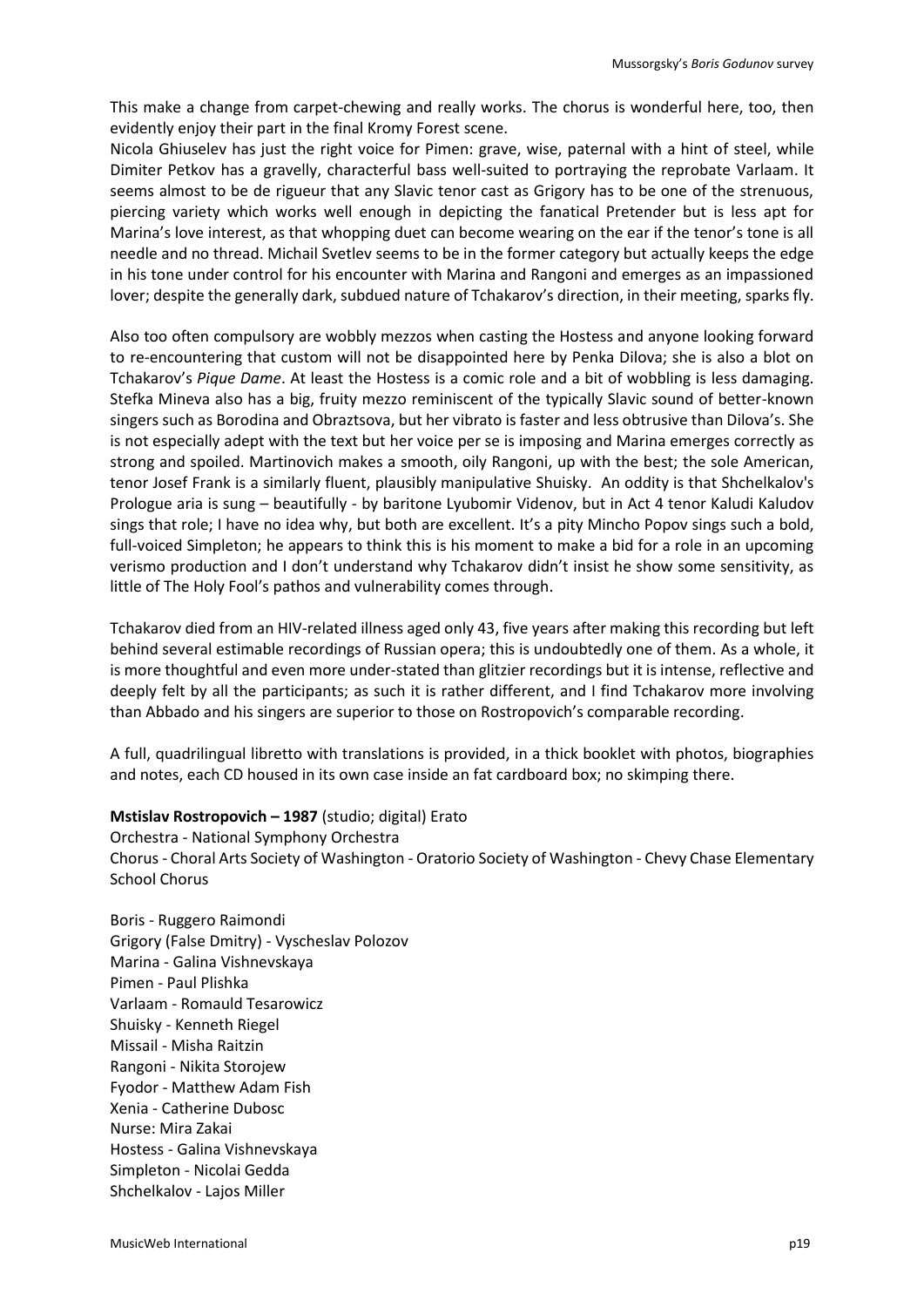This make a change from carpet-chewing and really works. The chorus is wonderful here, too, then evidently enjoy their part in the final Kromy Forest scene.

Nicola Ghiuselev has just the right voice for Pimen: grave, wise, paternal with a hint of steel, while Dimiter Petkov has a gravelly, characterful bass well-suited to portraying the reprobate Varlaam. It seems almost to be de rigueur that any Slavic tenor cast as Grigory has to be one of the strenuous, piercing variety which works well enough in depicting the fanatical Pretender but is less apt for Marina's love interest, as that whopping duet can become wearing on the ear if the tenor's tone is all needle and no thread. Michail Svetlev seems to be in the former category but actually keeps the edge in his tone under control for his encounter with Marina and Rangoni and emerges as an impassioned lover; despite the generally dark, subdued nature of Tchakarov's direction, in their meeting, sparks fly.

Also too often compulsory are wobbly mezzos when casting the Hostess and anyone looking forward to re-encountering that custom will not be disappointed here by Penka Dilova; she is also a blot on Tchakarov's *Pique Dame*. At least the Hostess is a comic role and a bit of wobbling is less damaging. Stefka Mineva also has a big, fruity mezzo reminiscent of the typically Slavic sound of better-known singers such as Borodina and Obraztsova, but her vibrato is faster and less obtrusive than Dilova's. She is not especially adept with the text but her voice per se is imposing and Marina emerges correctly as strong and spoiled. Martinovich makes a smooth, oily Rangoni, up with the best; the sole American, tenor Josef Frank is a similarly fluent, plausibly manipulative Shuisky. An oddity is that Shchelkalov's Prologue aria is sung – beautifully - by baritone Lyubomir Videnov, but in Act 4 tenor Kaludi Kaludov sings that role; I have no idea why, but both are excellent. It's a pity Mincho Popov sings such a bold, full-voiced Simpleton; he appears to think this is his moment to make a bid for a role in an upcoming verismo production and I don't understand why Tchakarov didn't insist he show some sensitivity, as little of The Holy Fool's pathos and vulnerability comes through.

Tchakarov died from an HIV-related illness aged only 43, five years after making this recording but left behind several estimable recordings of Russian opera; this is undoubtedly one of them. As a whole, it is more thoughtful and even more under-stated than glitzier recordings but it is intense, reflective and deeply felt by all the participants; as such it is rather different, and I find Tchakarov more involving than Abbado and his singers are superior to those on Rostropovich's comparable recording.

A full, quadrilingual libretto with translations is provided, in a thick booklet with photos, biographies and notes, each CD housed in its own case inside an fat cardboard box; no skimping there.

**Mstislav Rostropovich – 1987** (studio; digital) Erato

Orchestra - National Symphony Orchestra

Chorus - Choral Arts Society of Washington - Oratorio Society of Washington - Chevy Chase Elementary School Chorus

Boris - Ruggero Raimondi
Grigory (False Dmitry) - Vyscheslav Polozov
Marina - Galina Vishnevskaya
Pimen - Paul Plishka
Varlaam - Romauld Tesarowicz
Shuisky - Kenneth Riegel
Missail - Misha Raitzin
Rangoni - Nikita Storojew
Fyodor - Matthew Adam Fish
Xenia - Catherine Dubosc
Nurse: Mira Zakai
Hostess - Galina Vishnevskaya
Simpleton - Nicolai Gedda
Shchelkalov - Lajos Miller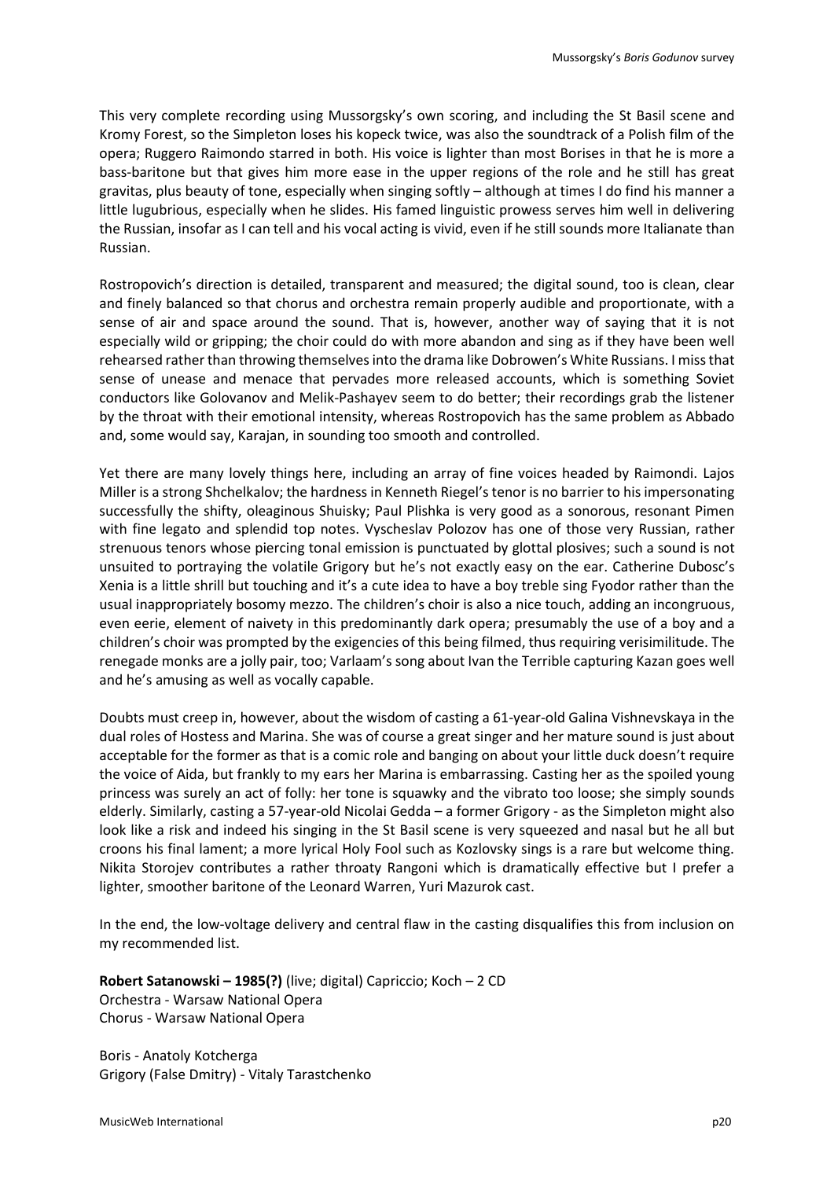This very complete recording using Mussorgsky's own scoring, and including the St Basil scene and Kromy Forest, so the Simpleton loses his kopeck twice, was also the soundtrack of a Polish film of the opera; Ruggero Raimondo starred in both. His voice is lighter than most Borises in that he is more a bass-baritone but that gives him more ease in the upper regions of the role and he still has great gravitas, plus beauty of tone, especially when singing softly – although at times I do find his manner a little lugubrious, especially when he slides. His famed linguistic prowess serves him well in delivering the Russian, insofar as I can tell and his vocal acting is vivid, even if he still sounds more Italianate than Russian.

Rostropovich's direction is detailed, transparent and measured; the digital sound, too is clean, clear and finely balanced so that chorus and orchestra remain properly audible and proportionate, with a sense of air and space around the sound. That is, however, another way of saying that it is not especially wild or gripping; the choir could do with more abandon and sing as if they have been well rehearsed rather than throwing themselves into the drama like Dobrowen's White Russians. I miss that sense of unease and menace that pervades more released accounts, which is something Soviet conductors like Golovanov and Melik-Pashayev seem to do better; their recordings grab the listener by the throat with their emotional intensity, whereas Rostropovich has the same problem as Abbado and, some would say, Karajan, in sounding too smooth and controlled.

Yet there are many lovely things here, including an array of fine voices headed by Raimondi. Lajos Miller is a strong Shchelkalov; the hardness in Kenneth Riegel's tenor is no barrier to his impersonating successfully the shifty, oleaginous Shuisky; Paul Plishka is very good as a sonorous, resonant Pimen with fine legato and splendid top notes. Vyscheslav Polozov has one of those very Russian, rather strenuous tenors whose piercing tonal emission is punctuated by glottal plosives; such a sound is not unsuited to portraying the volatile Grigory but he's not exactly easy on the ear. Catherine Dubosc's Xenia is a little shrill but touching and it's a cute idea to have a boy treble sing Fyodor rather than the usual inappropriately bosomy mezzo. The children's choir is also a nice touch, adding an incongruous, even eerie, element of naivety in this predominantly dark opera; presumably the use of a boy and a children's choir was prompted by the exigencies of this being filmed, thus requiring verisimilitude. The renegade monks are a jolly pair, too; Varlaam's song about Ivan the Terrible capturing Kazan goes well and he's amusing as well as vocally capable.

Doubts must creep in, however, about the wisdom of casting a 61-year-old Galina Vishnevskaya in the dual roles of Hostess and Marina. She was of course a great singer and her mature sound is just about acceptable for the former as that is a comic role and banging on about your little duck doesn't require the voice of Aida, but frankly to my ears her Marina is embarrassing. Casting her as the spoiled young princess was surely an act of folly: her tone is squawky and the vibrato too loose; she simply sounds elderly. Similarly, casting a 57-year-old Nicolai Gedda – a former Grigory - as the Simpleton might also look like a risk and indeed his singing in the St Basil scene is very squeezed and nasal but he all but croons his final lament; a more lyrical Holy Fool such as Kozlovsky sings is a rare but welcome thing. Nikita Storojev contributes a rather throaty Rangoni which is dramatically effective but I prefer a lighter, smoother baritone of the Leonard Warren, Yuri Mazurok cast.

In the end, the low-voltage delivery and central flaw in the casting disqualifies this from inclusion on my recommended list.

**Robert Satanowski – 1985(?)** (live; digital) Capriccio; Koch – 2 CD
Orchestra - Warsaw National Opera
Chorus - Warsaw National Opera

Boris - Anatoly Kotcherga
Grigory (False Dmitry) - Vitaly Tarastchenko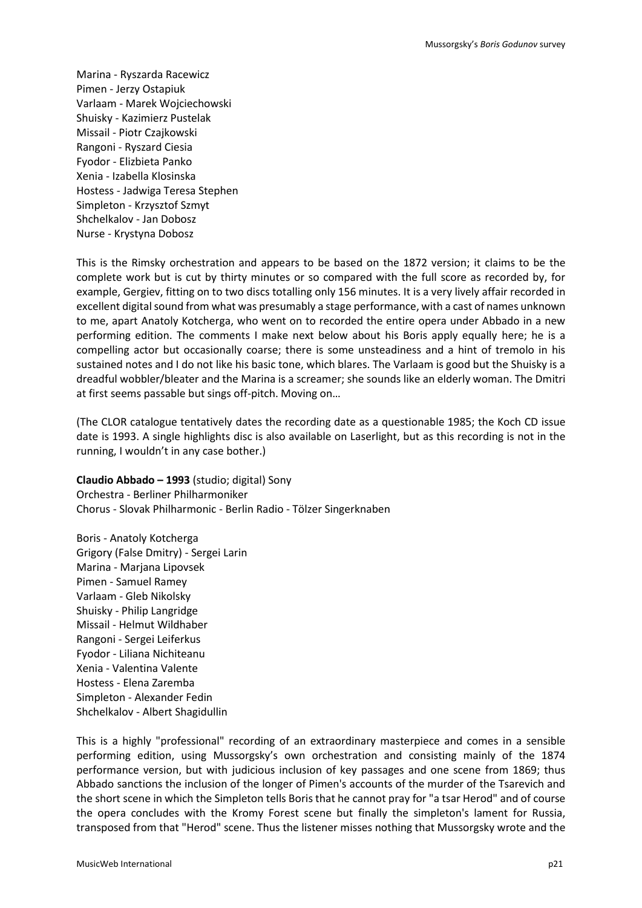Marina - Ryszarda Racewicz
Pimen - Jerzy Ostapiuk
Varlaam - Marek Wojciechowski
Shuisky - Kazimierz Pustelak
Missail - Piotr Czajkowski
Rangoni - Ryszard Ciesia
Fyodor - Elizbieta Panko
Xenia - Izabella Klosinska
Hostess - Jadwiga Teresa Stephen
Simpleton - Krzysztof Szmyt
Shchelkalov - Jan Dobosz
Nurse - Krystyna Dobosz

This is the Rimsky orchestration and appears to be based on the 1872 version; it claims to be the complete work but is cut by thirty minutes or so compared with the full score as recorded by, for example, Gergiev, fitting on to two discs totalling only 156 minutes. It is a very lively affair recorded in excellent digital sound from what was presumably a stage performance, with a cast of names unknown to me, apart Anatoly Kotcherga, who went on to recorded the entire opera under Abbado in a new performing edition. The comments I make next below about his Boris apply equally here; he is a compelling actor but occasionally coarse; there is some unsteadiness and a hint of tremolo in his sustained notes and I do not like his basic tone, which blares. The Varlaam is good but the Shuisky is a dreadful wobbler/bleater and the Marina is a screamer; she sounds like an elderly woman. The Dmitri at first seems passable but sings off-pitch. Moving on…

(The CLOR catalogue tentatively dates the recording date as a questionable 1985; the Koch CD issue date is 1993. A single highlights disc is also available on Laserlight, but as this recording is not in the running, I wouldn't in any case bother.)

**Claudio Abbado – 1993** (studio; digital) Sony
Orchestra - Berliner Philharmoniker
Chorus - Slovak Philharmonic - Berlin Radio - Tölzer Singerknaben

Boris - Anatoly Kotcherga
Grigory (False Dmitry) - Sergei Larin
Marina - Marjana Lipovsek
Pimen - Samuel Ramey
Varlaam - Gleb Nikolsky
Shuisky - Philip Langridge
Missail - Helmut Wildhaber
Rangoni - Sergei Leiferkus
Fyodor - Liliana Nichiteanu
Xenia - Valentina Valente
Hostess - Elena Zaremba
Simpleton - Alexander Fedin
Shchelkalov - Albert Shagidullin

This is a highly "professional" recording of an extraordinary masterpiece and comes in a sensible performing edition, using Mussorgsky's own orchestration and consisting mainly of the 1874 performance version, but with judicious inclusion of key passages and one scene from 1869; thus Abbado sanctions the inclusion of the longer of Pimen's accounts of the murder of the Tsarevich and the short scene in which the Simpleton tells Boris that he cannot pray for "a tsar Herod" and of course the opera concludes with the Kromy Forest scene but finally the simpleton's lament for Russia, transposed from that "Herod" scene. Thus the listener misses nothing that Mussorgsky wrote and the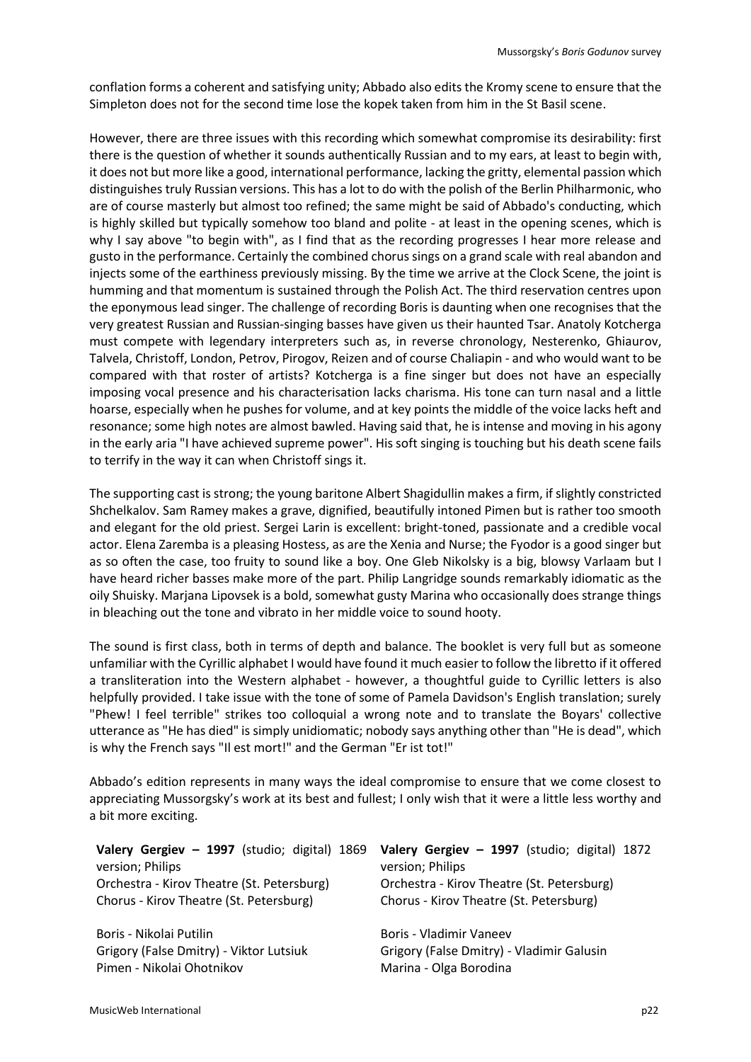conflation forms a coherent and satisfying unity; Abbado also edits the Kromy scene to ensure that the Simpleton does not for the second time lose the kopek taken from him in the St Basil scene.

However, there are three issues with this recording which somewhat compromise its desirability: first there is the question of whether it sounds authentically Russian and to my ears, at least to begin with, it does not but more like a good, international performance, lacking the gritty, elemental passion which distinguishes truly Russian versions. This has a lot to do with the polish of the Berlin Philharmonic, who are of course masterly but almost too refined; the same might be said of Abbado's conducting, which is highly skilled but typically somehow too bland and polite - at least in the opening scenes, which is why I say above "to begin with", as I find that as the recording progresses I hear more release and gusto in the performance. Certainly the combined chorus sings on a grand scale with real abandon and injects some of the earthiness previously missing. By the time we arrive at the Clock Scene, the joint is humming and that momentum is sustained through the Polish Act. The third reservation centres upon the eponymous lead singer. The challenge of recording Boris is daunting when one recognises that the very greatest Russian and Russian-singing basses have given us their haunted Tsar. Anatoly Kotcherga must compete with legendary interpreters such as, in reverse chronology, Nesterenko, Ghiaurov, Talvela, Christoff, London, Petrov, Pirogov, Reizen and of course Chaliapin - and who would want to be compared with that roster of artists? Kotcherga is a fine singer but does not have an especially imposing vocal presence and his characterisation lacks charisma. His tone can turn nasal and a little hoarse, especially when he pushes for volume, and at key points the middle of the voice lacks heft and resonance; some high notes are almost bawled. Having said that, he is intense and moving in his agony in the early aria "I have achieved supreme power". His soft singing is touching but his death scene fails to terrify in the way it can when Christoff sings it.

The supporting cast is strong; the young baritone Albert Shagidullin makes a firm, if slightly constricted Shchelkalov. Sam Ramey makes a grave, dignified, beautifully intoned Pimen but is rather too smooth and elegant for the old priest. Sergei Larin is excellent: bright-toned, passionate and a credible vocal actor. Elena Zaremba is a pleasing Hostess, as are the Xenia and Nurse; the Fyodor is a good singer but as so often the case, too fruity to sound like a boy. One Gleb Nikolsky is a big, blowsy Varlaam but I have heard richer basses make more of the part. Philip Langridge sounds remarkably idiomatic as the oily Shuisky. Marjana Lipovsek is a bold, somewhat gusty Marina who occasionally does strange things in bleaching out the tone and vibrato in her middle voice to sound hooty.

The sound is first class, both in terms of depth and balance. The booklet is very full but as someone unfamiliar with the Cyrillic alphabet I would have found it much easier to follow the libretto if it offered a transliteration into the Western alphabet - however, a thoughtful guide to Cyrillic letters is also helpfully provided. I take issue with the tone of some of Pamela Davidson's English translation; surely "Phew! I feel terrible" strikes too colloquial a wrong note and to translate the Boyars' collective utterance as "He has died" is simply unidiomatic; nobody says anything other than "He is dead", which is why the French says "Il est mort!" and the German "Er ist tot!"

Abbado's edition represents in many ways the ideal compromise to ensure that we come closest to appreciating Mussorgsky's work at its best and fullest; I only wish that it were a little less worthy and a bit more exciting.

**Valery Gergiev – 1997** (studio; digital) 1869 version; Philips
Orchestra - Kirov Theatre (St. Petersburg)
Chorus - Kirov Theatre (St. Petersburg)

Boris - Nikolai Putilin
Grigory (False Dmitry) - Viktor Lutsiuk
Pimen - Nikolai Ohotnikov

**Valery Gergiev – 1997** (studio; digital) 1872 version; Philips
Orchestra - Kirov Theatre (St. Petersburg)
Chorus - Kirov Theatre (St. Petersburg)

Boris - Vladimir Vaneev
Grigory (False Dmitry) - Vladimir Galusin
Marina - Olga Borodina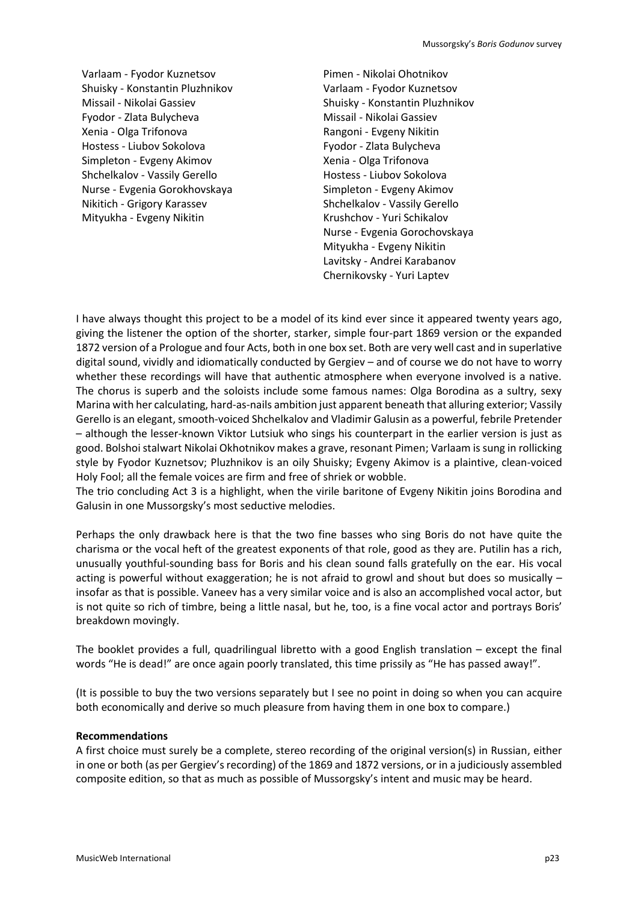Varlaam - Fyodor Kuznetsov
Shuisky - Konstantin Pluzhnikov
Missail - Nikolai Gassiev
Fyodor - Zlata Bulycheva
Xenia - Olga Trifonova
Hostess - Liubov Sokolova
Simpleton - Evgeny Akimov
Shchelkalov - Vassily Gerello
Nurse - Evgenia Gorokhovskaya
Nikitich - Grigory Karassev
Mityukha - Evgeny Nikitin

Pimen - Nikolai Ohotnikov
Varlaam - Fyodor Kuznetsov
Shuisky - Konstantin Pluzhnikov
Missail - Nikolai Gassiev
Rangoni - Evgeny Nikitin
Fyodor - Zlata Bulycheva
Xenia - Olga Trifonova
Hostess - Liubov Sokolova
Simpleton - Evgeny Akimov
Shchelkalov - Vassily Gerello
Krushchov - Yuri Schikalov
Nurse - Evgenia Gorochovskaya
Mityukha - Evgeny Nikitin
Lavitsky - Andrei Karabanov
Chernikovsky - Yuri Laptev

I have always thought this project to be a model of its kind ever since it appeared twenty years ago, giving the listener the option of the shorter, starker, simple four-part 1869 version or the expanded 1872 version of a Prologue and four Acts, both in one box set. Both are very well cast and in superlative digital sound, vividly and idiomatically conducted by Gergiev – and of course we do not have to worry whether these recordings will have that authentic atmosphere when everyone involved is a native. The chorus is superb and the soloists include some famous names: Olga Borodina as a sultry, sexy Marina with her calculating, hard-as-nails ambition just apparent beneath that alluring exterior; Vassily Gerello is an elegant, smooth-voiced Shchelkalov and Vladimir Galusin as a powerful, febrile Pretender – although the lesser-known Viktor Lutsiuk who sings his counterpart in the earlier version is just as good. Bolshoi stalwart Nikolai Okhotnikov makes a grave, resonant Pimen; Varlaam is sung in rollicking style by Fyodor Kuznetsov; Pluzhnikov is an oily Shuisky; Evgeny Akimov is a plaintive, clean-voiced Holy Fool; all the female voices are firm and free of shriek or wobble.
The trio concluding Act 3 is a highlight, when the virile baritone of Evgeny Nikitin joins Borodina and Galusin in one Mussorgsky's most seductive melodies.

Perhaps the only drawback here is that the two fine basses who sing Boris do not have quite the charisma or the vocal heft of the greatest exponents of that role, good as they are. Putilin has a rich, unusually youthful-sounding bass for Boris and his clean sound falls gratefully on the ear. His vocal acting is powerful without exaggeration; he is not afraid to growl and shout but does so musically – insofar as that is possible. Vaneev has a very similar voice and is also an accomplished vocal actor, but is not quite so rich of timbre, being a little nasal, but he, too, is a fine vocal actor and portrays Boris' breakdown movingly.

The booklet provides a full, quadrilingual libretto with a good English translation – except the final words "He is dead!" are once again poorly translated, this time prissily as "He has passed away!".

(It is possible to buy the two versions separately but I see no point in doing so when you can acquire both economically and derive so much pleasure from having them in one box to compare.)

**Recommendations**

A first choice must surely be a complete, stereo recording of the original version(s) in Russian, either in one or both (as per Gergiev's recording) of the 1869 and 1872 versions, or in a judiciously assembled composite edition, so that as much as possible of Mussorgsky's intent and music may be heard.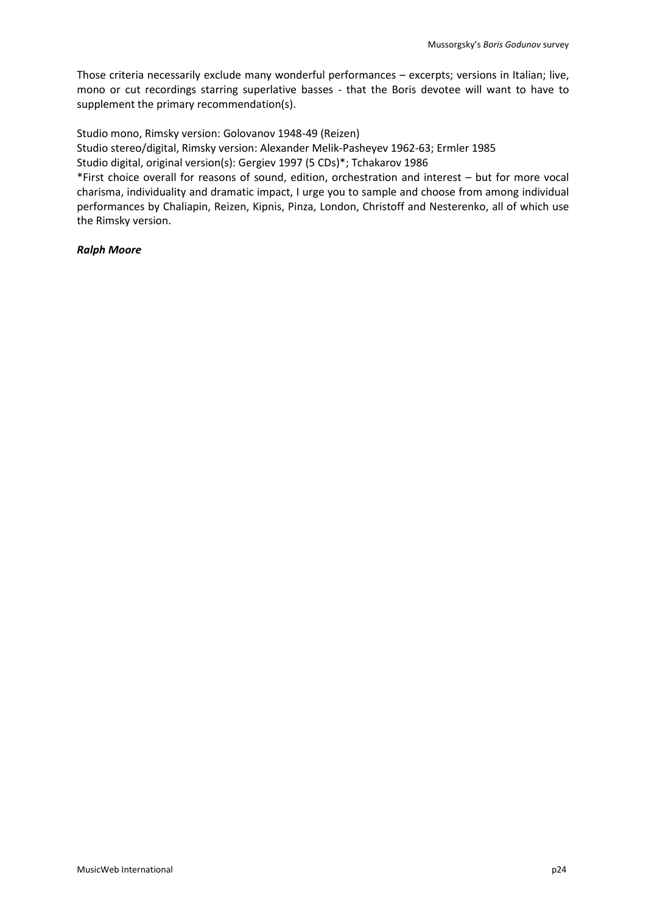Those criteria necessarily exclude many wonderful performances – excerpts; versions in Italian; live, mono or cut recordings starring superlative basses - that the Boris devotee will want to have to supplement the primary recommendation(s).

Studio mono, Rimsky version: Golovanov 1948-49 (Reizen)
Studio stereo/digital, Rimsky version: Alexander Melik-Pasheyev 1962-63; Ermler 1985
Studio digital, original version(s): Gergiev 1997 (5 CDs)*; Tchakarov 1986
*First choice overall for reasons of sound, edition, orchestration and interest – but for more vocal charisma, individuality and dramatic impact, I urge you to sample and choose from among individual performances by Chaliapin, Reizen, Kipnis, Pinza, London, Christoff and Nesterenko, all of which use the Rimsky version.

***Ralph Moore***